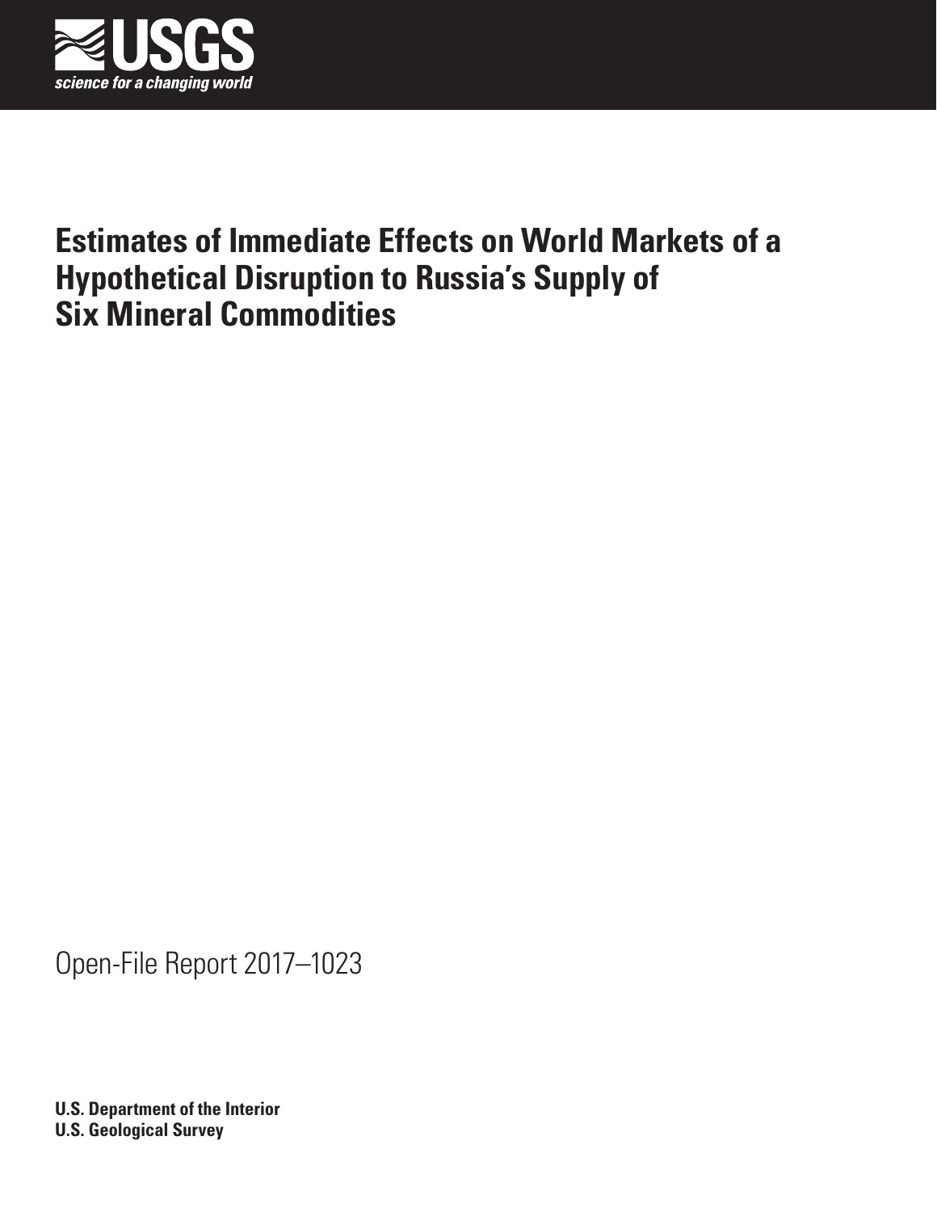USGS

science for a changing world

# Estimates of Immediate Effects on World Markets of a Hypothetical Disruption to Russia's Supply of Six Mineral Commodities

Open-File Report 2017–1023

**U.S. Department of the Interior**
**U.S. Geological Survey**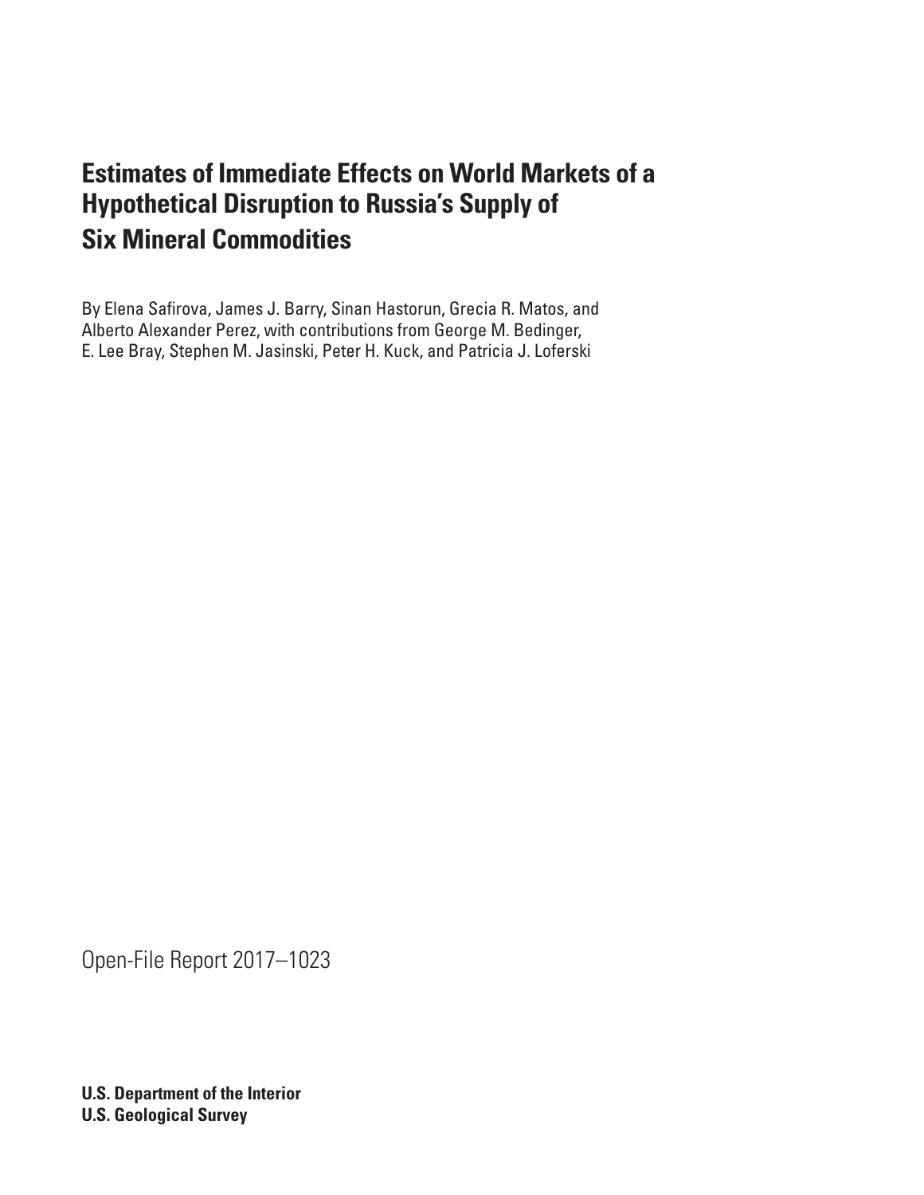# Estimates of Immediate Effects on World Markets of a Hypothetical Disruption to Russia's Supply of Six Mineral Commodities

By Elena Safirova, James J. Barry, Sinan Hastorun, Grecia R. Matos, and Alberto Alexander Perez, with contributions from George M. Bedinger, E. Lee Bray, Stephen M. Jasinski, Peter H. Kuck, and Patricia J. Loferski

Open-File Report 2017–1023

**U.S. Department of the Interior**
**U.S. Geological Survey**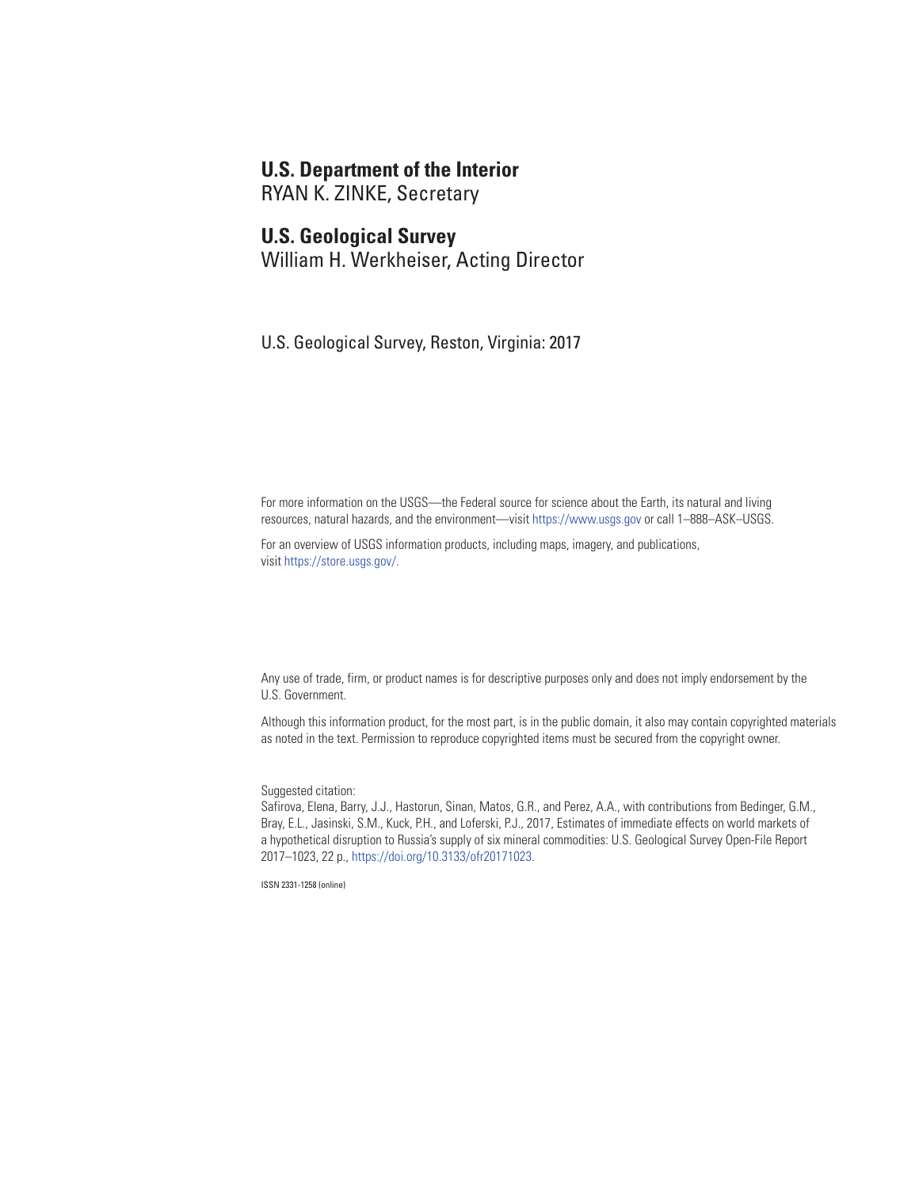**U.S. Department of the Interior**
RYAN K. ZINKE, Secretary

**U.S. Geological Survey**
William H. Werkheiser, Acting Director

U.S. Geological Survey, Reston, Virginia: 2017

For more information on the USGS—the Federal source for science about the Earth, its natural and living resources, natural hazards, and the environment—visit https://www.usgs.gov or call 1–888–ASK–USGS.

For an overview of USGS information products, including maps, imagery, and publications, visit https://store.usgs.gov/.

Any use of trade, firm, or product names is for descriptive purposes only and does not imply endorsement by the U.S. Government.

Although this information product, for the most part, is in the public domain, it also may contain copyrighted materials as noted in the text. Permission to reproduce copyrighted items must be secured from the copyright owner.

Suggested citation:
Safirova, Elena, Barry, J.J., Hastorun, Sinan, Matos, G.R., and Perez, A.A., with contributions from Bedinger, G.M., Bray, E.L., Jasinski, S.M., Kuck, P.H., and Loferski, P.J., 2017, Estimates of immediate effects on world markets of a hypothetical disruption to Russia's supply of six mineral commodities: U.S. Geological Survey Open-File Report 2017–1023, 22 p., https://doi.org/10.3133/ofr20171023.

ISSN 2331-1258 (online)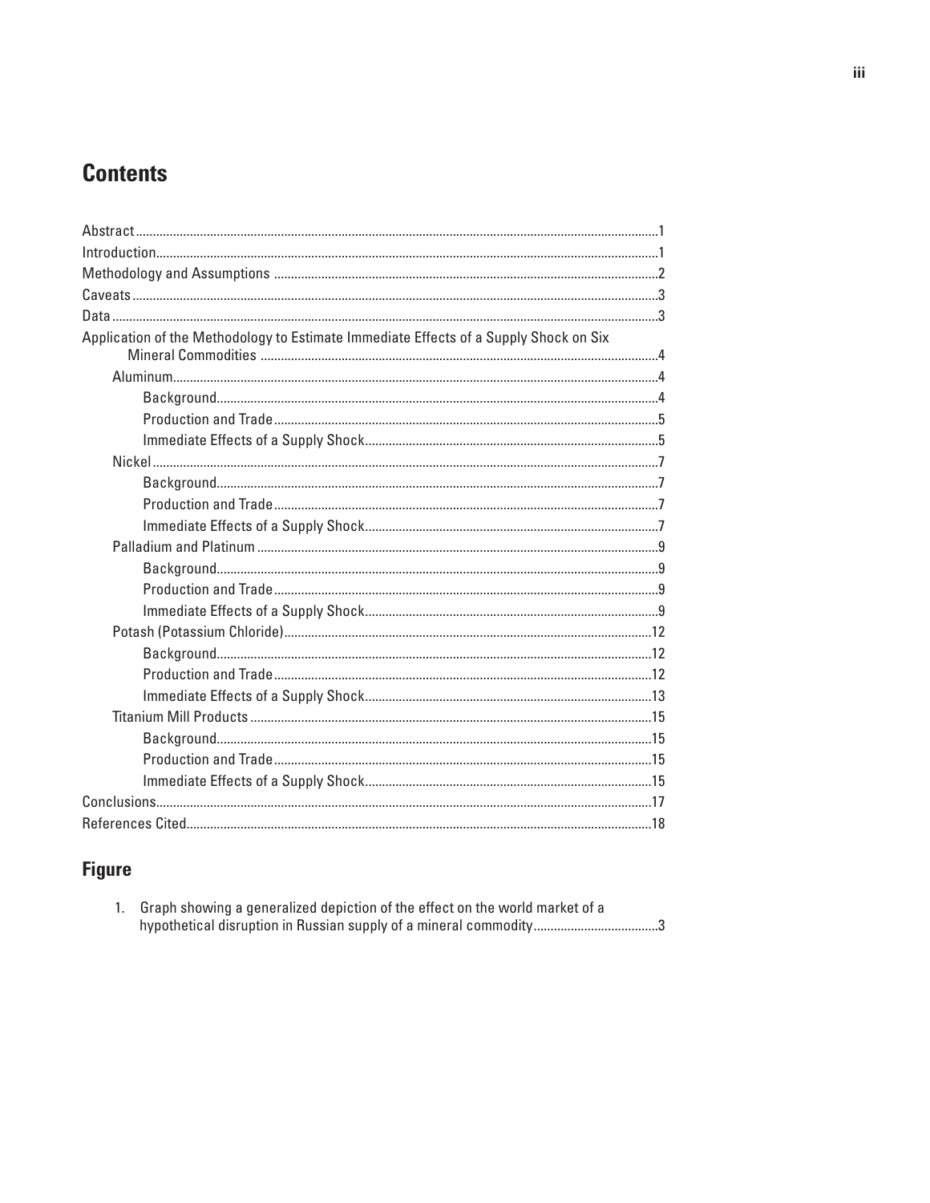## Contents

- Abstract ....................................................................................................................1
- Introduction ...............................................................................................................1
- Methodology and Assumptions ...............................................................................2
- Caveats .....................................................................................................................3
- Data ...........................................................................................................................3
- Application of the Methodology to Estimate Immediate Effects of a Supply Shock on Six Mineral Commodities ...........................................................................................4
  - Aluminum ...............................................................................................................4
    - Background .......................................................................................................4
    - Production and Trade .........................................................................................5
    - Immediate Effects of a Supply Shock ................................................................5
  - Nickel .....................................................................................................................7
    - Background .......................................................................................................7
    - Production and Trade .........................................................................................7
    - Immediate Effects of a Supply Shock ................................................................7
  - Palladium and Platinum .........................................................................................9
    - Background .......................................................................................................9
    - Production and Trade .........................................................................................9
    - Immediate Effects of a Supply Shock ................................................................9
  - Potash (Potassium Chloride) ................................................................................12
    - Background .....................................................................................................12
    - Production and Trade .......................................................................................12
    - Immediate Effects of a Supply Shock ..............................................................13
  - Titanium Mill Products ........................................................................................15
    - Background .....................................................................................................15
    - Production and Trade .......................................................................................15
    - Immediate Effects of a Supply Shock ..............................................................15
- Conclusions .............................................................................................................17
- References Cited .....................................................................................................18

## Figure

1. Graph showing a generalized depiction of the effect on the world market of a hypothetical disruption in Russian supply of a mineral commodity ......................................3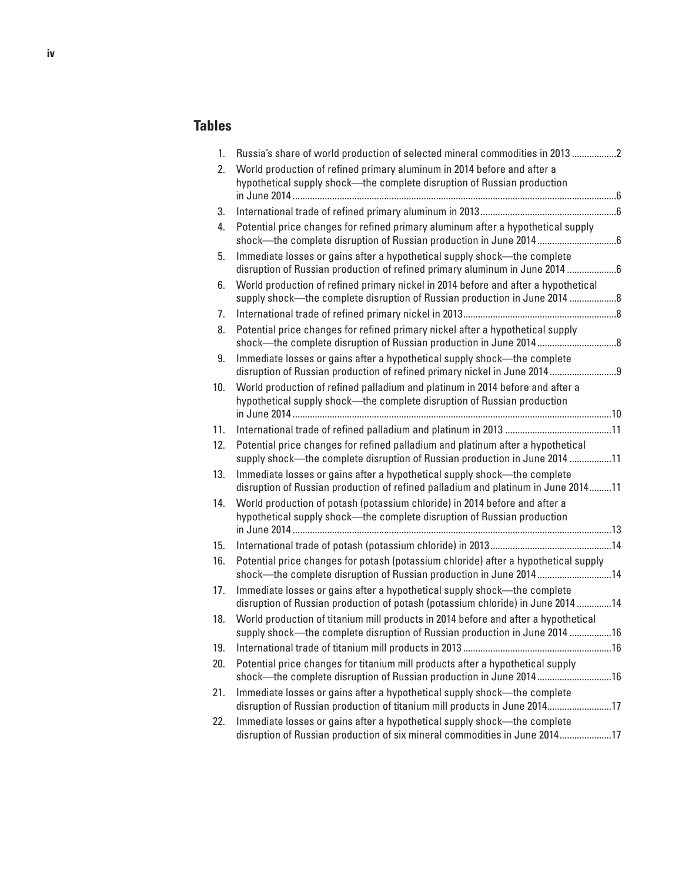## Tables

1. Russia's share of world production of selected mineral commodities in 2013 ..................2
2. World production of refined primary aluminum in 2014 before and after a hypothetical supply shock—the complete disruption of Russian production in June 2014 ..................6
3. International trade of refined primary aluminum in 2013 ..................6
4. Potential price changes for refined primary aluminum after a hypothetical supply shock—the complete disruption of Russian production in June 2014 ..................6
5. Immediate losses or gains after a hypothetical supply shock—the complete disruption of Russian production of refined primary aluminum in June 2014 ..................6
6. World production of refined primary nickel in 2014 before and after a hypothetical supply shock—the complete disruption of Russian production in June 2014 ..................8
7. International trade of refined primary nickel in 2013 ..................8
8. Potential price changes for refined primary nickel after a hypothetical supply shock—the complete disruption of Russian production in June 2014 ..................8
9. Immediate losses or gains after a hypothetical supply shock—the complete disruption of Russian production of refined primary nickel in June 2014 ..................9
10. World production of refined palladium and platinum in 2014 before and after a hypothetical supply shock—the complete disruption of Russian production in June 2014 ..................10
11. International trade of refined palladium and platinum in 2013 ..................11
12. Potential price changes for refined palladium and platinum after a hypothetical supply shock—the complete disruption of Russian production in June 2014 ..................11
13. Immediate losses or gains after a hypothetical supply shock—the complete disruption of Russian production of refined palladium and platinum in June 2014..................11
14. World production of potash (potassium chloride) in 2014 before and after a hypothetical supply shock—the complete disruption of Russian production in June 2014 ..................13
15. International trade of potash (potassium chloride) in 2013 ..................14
16. Potential price changes for potash (potassium chloride) after a hypothetical supply shock—the complete disruption of Russian production in June 2014 ..................14
17. Immediate losses or gains after a hypothetical supply shock—the complete disruption of Russian production of potash (potassium chloride) in June 2014 ..................14
18. World production of titanium mill products in 2014 before and after a hypothetical supply shock—the complete disruption of Russian production in June 2014 ..................16
19. International trade of titanium mill products in 2013 ..................16
20. Potential price changes for titanium mill products after a hypothetical supply shock—the complete disruption of Russian production in June 2014 ..................16
21. Immediate losses or gains after a hypothetical supply shock—the complete disruption of Russian production of titanium mill products in June 2014..................17
22. Immediate losses or gains after a hypothetical supply shock—the complete disruption of Russian production of six mineral commodities in June 2014..................17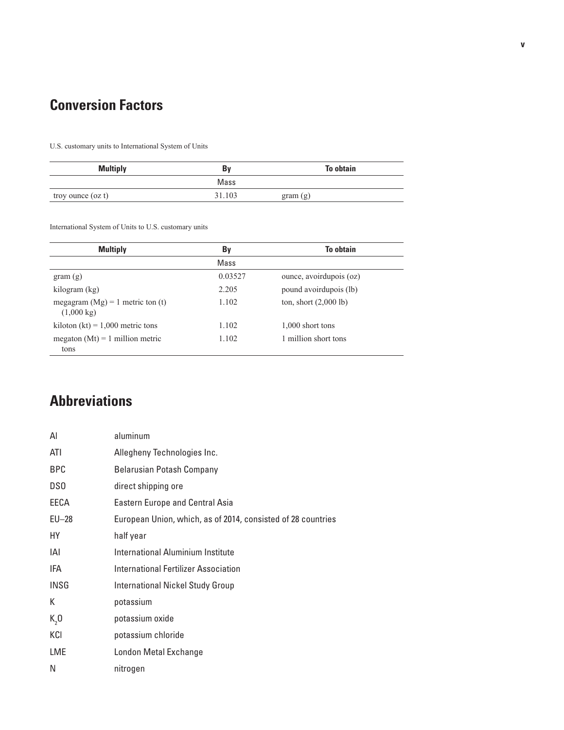## Conversion Factors

U.S. customary units to International System of Units

| Multiply | By | To obtain |
|---|---|---|
| | Mass | |
| troy ounce (oz t) | 31.103 | gram (g) |

International System of Units to U.S. customary units

| Multiply | By | To obtain |
|---|---|---|
| | Mass | |
| gram (g) | 0.03527 | ounce, avoirdupois (oz) |
| kilogram (kg) | 2.205 | pound avoirdupois (lb) |
| megagram (Mg) = 1 metric ton (t) (1,000 kg) | 1.102 | ton, short (2,000 lb) |
| kiloton (kt) = 1,000 metric tons | 1.102 | 1,000 short tons |
| megaton (Mt) = 1 million metric tons | 1.102 | 1 million short tons |

## Abbreviations

| | |
|---|---|
| Al | aluminum |
| ATI | Allegheny Technologies Inc. |
| BPC | Belarusian Potash Company |
| DSO | direct shipping ore |
| EECA | Eastern Europe and Central Asia |
| EU–28 | European Union, which, as of 2014, consisted of 28 countries |
| HY | half year |
| IAI | International Aluminium Institute |
| IFA | International Fertilizer Association |
| INSG | International Nickel Study Group |
| K | potassium |
| $K_2O$ | potassium oxide |
| KCl | potassium chloride |
| LME | London Metal Exchange |
| N | nitrogen |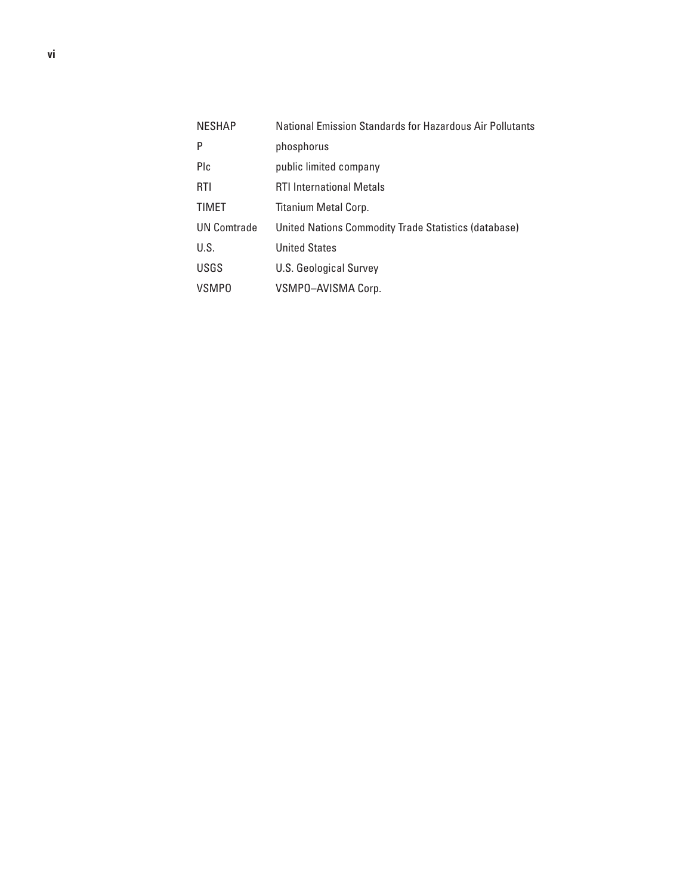| | |
|---|---|
| NESHAP | National Emission Standards for Hazardous Air Pollutants |
| P | phosphorus |
| Plc | public limited company |
| RTI | RTI International Metals |
| TIMET | Titanium Metal Corp. |
| UN Comtrade | United Nations Commodity Trade Statistics (database) |
| U.S. | United States |
| USGS | U.S. Geological Survey |
| VSMPO | VSMPO–AVISMA Corp. |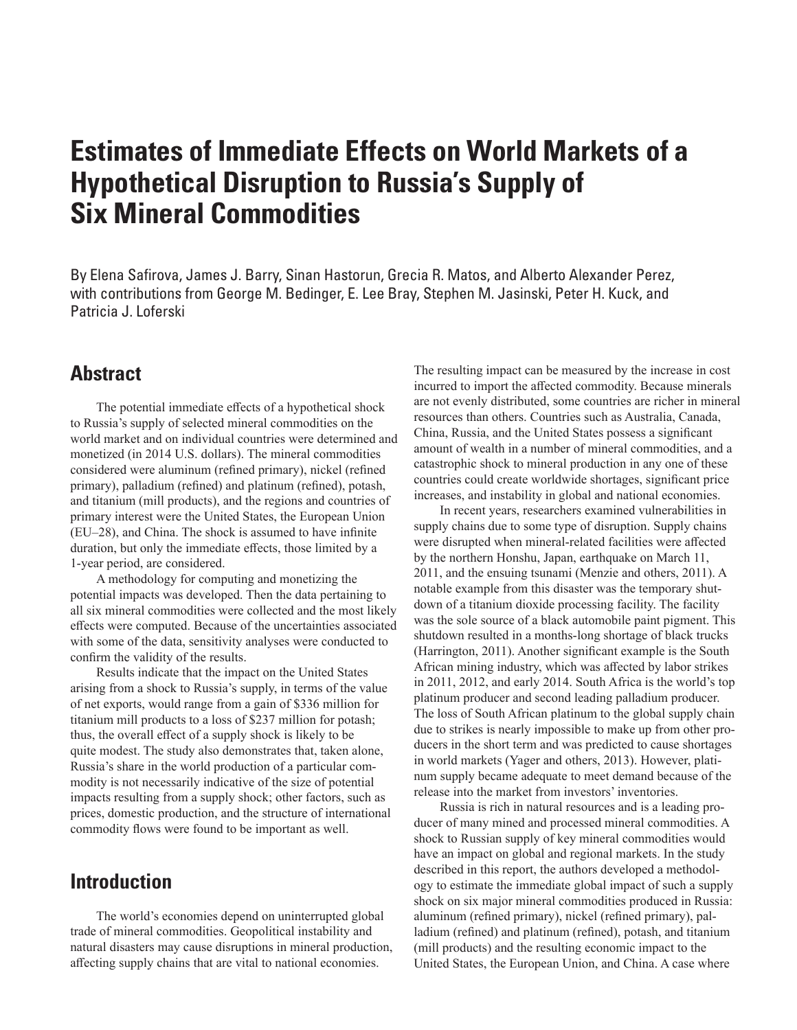# Estimates of Immediate Effects on World Markets of a Hypothetical Disruption to Russia's Supply of Six Mineral Commodities

By Elena Safirova, James J. Barry, Sinan Hastorun, Grecia R. Matos, and Alberto Alexander Perez, with contributions from George M. Bedinger, E. Lee Bray, Stephen M. Jasinski, Peter H. Kuck, and Patricia J. Loferski

## Abstract

The potential immediate effects of a hypothetical shock to Russia's supply of selected mineral commodities on the world market and on individual countries were determined and monetized (in 2014 U.S. dollars). The mineral commodities considered were aluminum (refined primary), nickel (refined primary), palladium (refined) and platinum (refined), potash, and titanium (mill products), and the regions and countries of primary interest were the United States, the European Union (EU–28), and China. The shock is assumed to have infinite duration, but only the immediate effects, those limited by a 1-year period, are considered.

A methodology for computing and monetizing the potential impacts was developed. Then the data pertaining to all six mineral commodities were collected and the most likely effects were computed. Because of the uncertainties associated with some of the data, sensitivity analyses were conducted to confirm the validity of the results.

Results indicate that the impact on the United States arising from a shock to Russia's supply, in terms of the value of net exports, would range from a gain of $336 million for titanium mill products to a loss of $237 million for potash; thus, the overall effect of a supply shock is likely to be quite modest. The study also demonstrates that, taken alone, Russia's share in the world production of a particular commodity is not necessarily indicative of the size of potential impacts resulting from a supply shock; other factors, such as prices, domestic production, and the structure of international commodity flows were found to be important as well.

## Introduction

The world's economies depend on uninterrupted global trade of mineral commodities. Geopolitical instability and natural disasters may cause disruptions in mineral production, affecting supply chains that are vital to national economies. The resulting impact can be measured by the increase in cost incurred to import the affected commodity. Because minerals are not evenly distributed, some countries are richer in mineral resources than others. Countries such as Australia, Canada, China, Russia, and the United States possess a significant amount of wealth in a number of mineral commodities, and a catastrophic shock to mineral production in any one of these countries could create worldwide shortages, significant price increases, and instability in global and national economies.

In recent years, researchers examined vulnerabilities in supply chains due to some type of disruption. Supply chains were disrupted when mineral-related facilities were affected by the northern Honshu, Japan, earthquake on March 11, 2011, and the ensuing tsunami (Menzie and others, 2011). A notable example from this disaster was the temporary shutdown of a titanium dioxide processing facility. The facility was the sole source of a black automobile paint pigment. This shutdown resulted in a months-long shortage of black trucks (Harrington, 2011). Another significant example is the South African mining industry, which was affected by labor strikes in 2011, 2012, and early 2014. South Africa is the world's top platinum producer and second leading palladium producer. The loss of South African platinum to the global supply chain due to strikes is nearly impossible to make up from other producers in the short term and was predicted to cause shortages in world markets (Yager and others, 2013). However, platinum supply became adequate to meet demand because of the release into the market from investors' inventories.

Russia is rich in natural resources and is a leading producer of many mined and processed mineral commodities. A shock to Russian supply of key mineral commodities would have an impact on global and regional markets. In the study described in this report, the authors developed a methodology to estimate the immediate global impact of such a supply shock on six major mineral commodities produced in Russia: aluminum (refined primary), nickel (refined primary), palladium (refined) and platinum (refined), potash, and titanium (mill products) and the resulting economic impact to the United States, the European Union, and China. A case where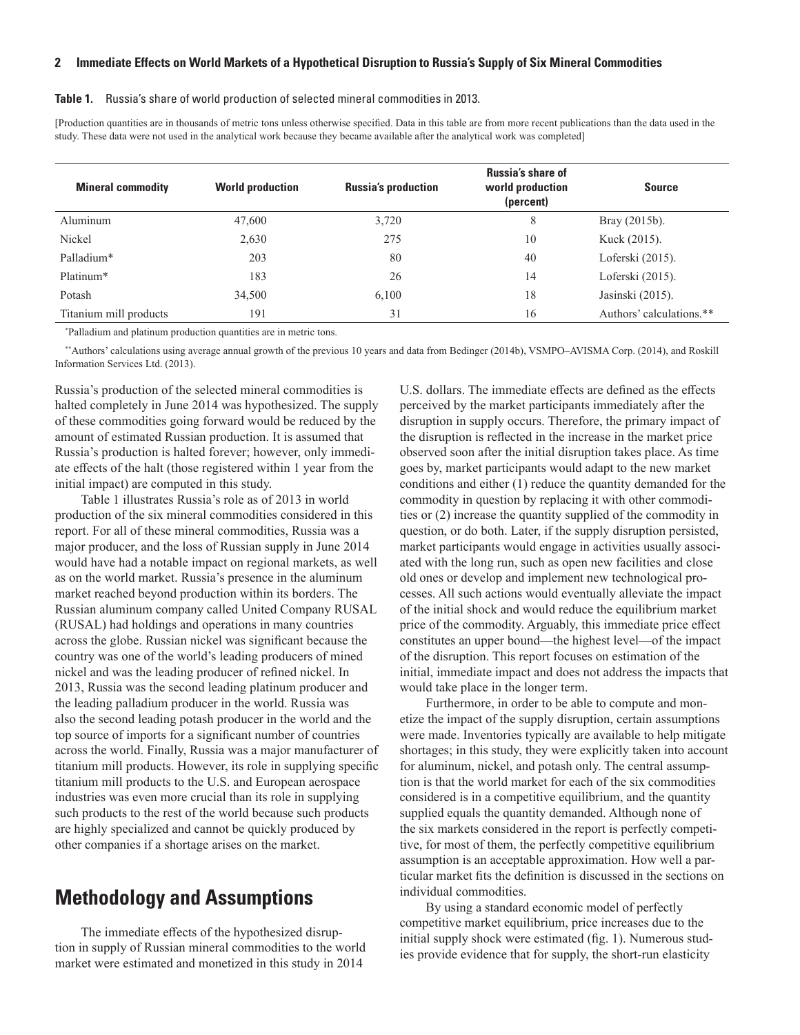**Table 1.** Russia's share of world production of selected mineral commodities in 2013.

[Production quantities are in thousands of metric tons unless otherwise specified. Data in this table are from more recent publications than the data used in the study. These data were not used in the analytical work because they became available after the analytical work was completed]

| Mineral commodity | World production | Russia's production | Russia's share of world production (percent) | Source |
|---|---|---|---|---|
| Aluminum | 47,600 | 3,720 | 8 | Bray (2015b). |
| Nickel | 2,630 | 275 | 10 | Kuck (2015). |
| Palladium* | 203 | 80 | 40 | Loferski (2015). |
| Platinum* | 183 | 26 | 14 | Loferski (2015). |
| Potash | 34,500 | 6,100 | 18 | Jasinski (2015). |
| Titanium mill products | 191 | 31 | 16 | Authors' calculations.** |

*Palladium and platinum production quantities are in metric tons.

**Authors' calculations using average annual growth of the previous 10 years and data from Bedinger (2014b), VSMPO–AVISMA Corp. (2014), and Roskill Information Services Ltd. (2013).

Russia's production of the selected mineral commodities is halted completely in June 2014 was hypothesized. The supply of these commodities going forward would be reduced by the amount of estimated Russian production. It is assumed that Russia's production is halted forever; however, only immediate effects of the halt (those registered within 1 year from the initial impact) are computed in this study.

Table 1 illustrates Russia's role as of 2013 in world production of the six mineral commodities considered in this report. For all of these mineral commodities, Russia was a major producer, and the loss of Russian supply in June 2014 would have had a notable impact on regional markets, as well as on the world market. Russia's presence in the aluminum market reached beyond production within its borders. The Russian aluminum company called United Company RUSAL (RUSAL) had holdings and operations in many countries across the globe. Russian nickel was significant because the country was one of the world's leading producers of mined nickel and was the leading producer of refined nickel. In 2013, Russia was the second leading platinum producer and the leading palladium producer in the world. Russia was also the second leading potash producer in the world and the top source of imports for a significant number of countries across the world. Finally, Russia was a major manufacturer of titanium mill products. However, its role in supplying specific titanium mill products to the U.S. and European aerospace industries was even more crucial than its role in supplying such products to the rest of the world because such products are highly specialized and cannot be quickly produced by other companies if a shortage arises on the market.

# Methodology and Assumptions

The immediate effects of the hypothesized disruption in supply of Russian mineral commodities to the world market were estimated and monetized in this study in 2014 U.S. dollars. The immediate effects are defined as the effects perceived by the market participants immediately after the disruption in supply occurs. Therefore, the primary impact of the disruption is reflected in the increase in the market price observed soon after the initial disruption takes place. As time goes by, market participants would adapt to the new market conditions and either (1) reduce the quantity demanded for the commodity in question by replacing it with other commodities or (2) increase the quantity supplied of the commodity in question, or do both. Later, if the supply disruption persisted, market participants would engage in activities usually associated with the long run, such as open new facilities and close old ones or develop and implement new technological processes. All such actions would eventually alleviate the impact of the initial shock and would reduce the equilibrium market price of the commodity. Arguably, this immediate price effect constitutes an upper bound—the highest level—of the impact of the disruption. This report focuses on estimation of the initial, immediate impact and does not address the impacts that would take place in the longer term.

Furthermore, in order to be able to compute and monetize the impact of the supply disruption, certain assumptions were made. Inventories typically are available to help mitigate shortages; in this study, they were explicitly taken into account for aluminum, nickel, and potash only. The central assumption is that the world market for each of the six commodities considered is in a competitive equilibrium, and the quantity supplied equals the quantity demanded. Although none of the six markets considered in the report is perfectly competitive, for most of them, the perfectly competitive equilibrium assumption is an acceptable approximation. How well a particular market fits the definition is discussed in the sections on individual commodities.

By using a standard economic model of perfectly competitive market equilibrium, price increases due to the initial supply shock were estimated (fig. 1). Numerous studies provide evidence that for supply, the short-run elasticity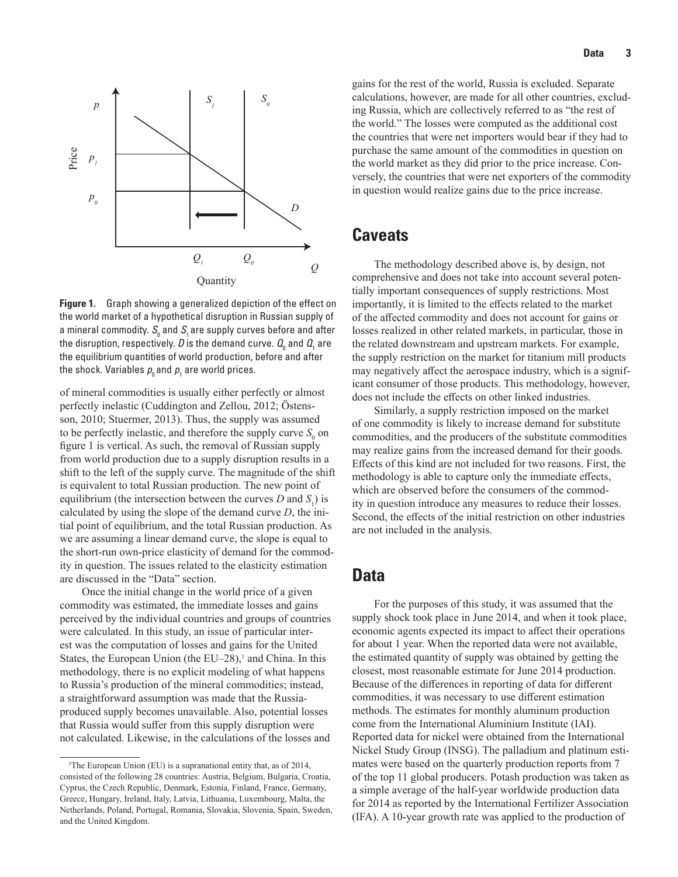**Figure 1.** Graph showing a generalized depiction of the effect on the world market of a hypothetical disruption in Russian supply of a mineral commodity. $S_0$ and $S_1$ are supply curves before and after the disruption, respectively. $D$ is the demand curve. $Q_0$ and $Q_1$ are the equilibrium quantities of world production, before and after the shock. Variables $p_0$ and $p_1$ are world prices.

of mineral commodities is usually either perfectly or almost perfectly inelastic (Cuddington and Zellou, 2012; Östensson, 2010; Stuermer, 2013). Thus, the supply was assumed to be perfectly inelastic, and therefore the supply curve $S_0$ on figure 1 is vertical. As such, the removal of Russian supply from world production due to a supply disruption results in a shift to the left of the supply curve. The magnitude of the shift is equivalent to total Russian production. The new point of equilibrium (the intersection between the curves $D$ and $S_1$) is calculated by using the slope of the demand curve $D$, the initial point of equilibrium, and the total Russian production. As we are assuming a linear demand curve, the slope is equal to the short-run own-price elasticity of demand for the commodity in question. The issues related to the elasticity estimation are discussed in the "Data" section.

Once the initial change in the world price of a given commodity was estimated, the immediate losses and gains perceived by the individual countries and groups of countries were calculated. In this study, an issue of particular interest was the computation of losses and gains for the United States, the European Union (the EU–28),[1] and China. In this methodology, there is no explicit modeling of what happens to Russia's production of the mineral commodities; instead, a straightforward assumption was made that the Russia-produced supply becomes unavailable. Also, potential losses that Russia would suffer from this supply disruption were not calculated. Likewise, in the calculations of the losses and gains for the rest of the world, Russia is excluded. Separate calculations, however, are made for all other countries, excluding Russia, which are collectively referred to as "the rest of the world." The losses were computed as the additional cost the countries that were net importers would bear if they had to purchase the same amount of the commodities in question on the world market as they did prior to the price increase. Conversely, the countries that were net exporters of the commodity in question would realize gains due to the price increase.

## Caveats

The methodology described above is, by design, not comprehensive and does not take into account several potentially important consequences of supply restrictions. Most importantly, it is limited to the effects related to the market of the affected commodity and does not account for gains or losses realized in other related markets, in particular, those in the related downstream and upstream markets. For example, the supply restriction on the market for titanium mill products may negatively affect the aerospace industry, which is a significant consumer of those products. This methodology, however, does not include the effects on other linked industries.

Similarly, a supply restriction imposed on the market of one commodity is likely to increase demand for substitute commodities, and the producers of the substitute commodities may realize gains from the increased demand for their goods. Effects of this kind are not included for two reasons. First, the methodology is able to capture only the immediate effects, which are observed before the consumers of the commodity in question introduce any measures to reduce their losses. Second, the effects of the initial restriction on other industries are not included in the analysis.

## Data

For the purposes of this study, it was assumed that the supply shock took place in June 2014, and when it took place, economic agents expected its impact to affect their operations for about 1 year. When the reported data were not available, the estimated quantity of supply was obtained by getting the closest, most reasonable estimate for June 2014 production. Because of the differences in reporting of data for different commodities, it was necessary to use different estimation methods. The estimates for monthly aluminum production come from the International Aluminium Institute (IAI). Reported data for nickel were obtained from the International Nickel Study Group (INSG). The palladium and platinum estimates were based on the quarterly production reports from 7 of the top 11 global producers. Potash production was taken as a simple average of the half-year worldwide production data for 2014 as reported by the International Fertilizer Association (IFA). A 10-year growth rate was applied to the production of

[1] The European Union (EU) is a supranational entity that, as of 2014, consisted of the following 28 countries: Austria, Belgium, Bulgaria, Croatia, Cyprus, the Czech Republic, Denmark, Estonia, Finland, France, Germany, Greece, Hungary, Ireland, Italy, Latvia, Lithuania, Luxembourg, Malta, the Netherlands, Poland, Portugal, Romania, Slovakia, Slovenia, Spain, Sweden, and the United Kingdom.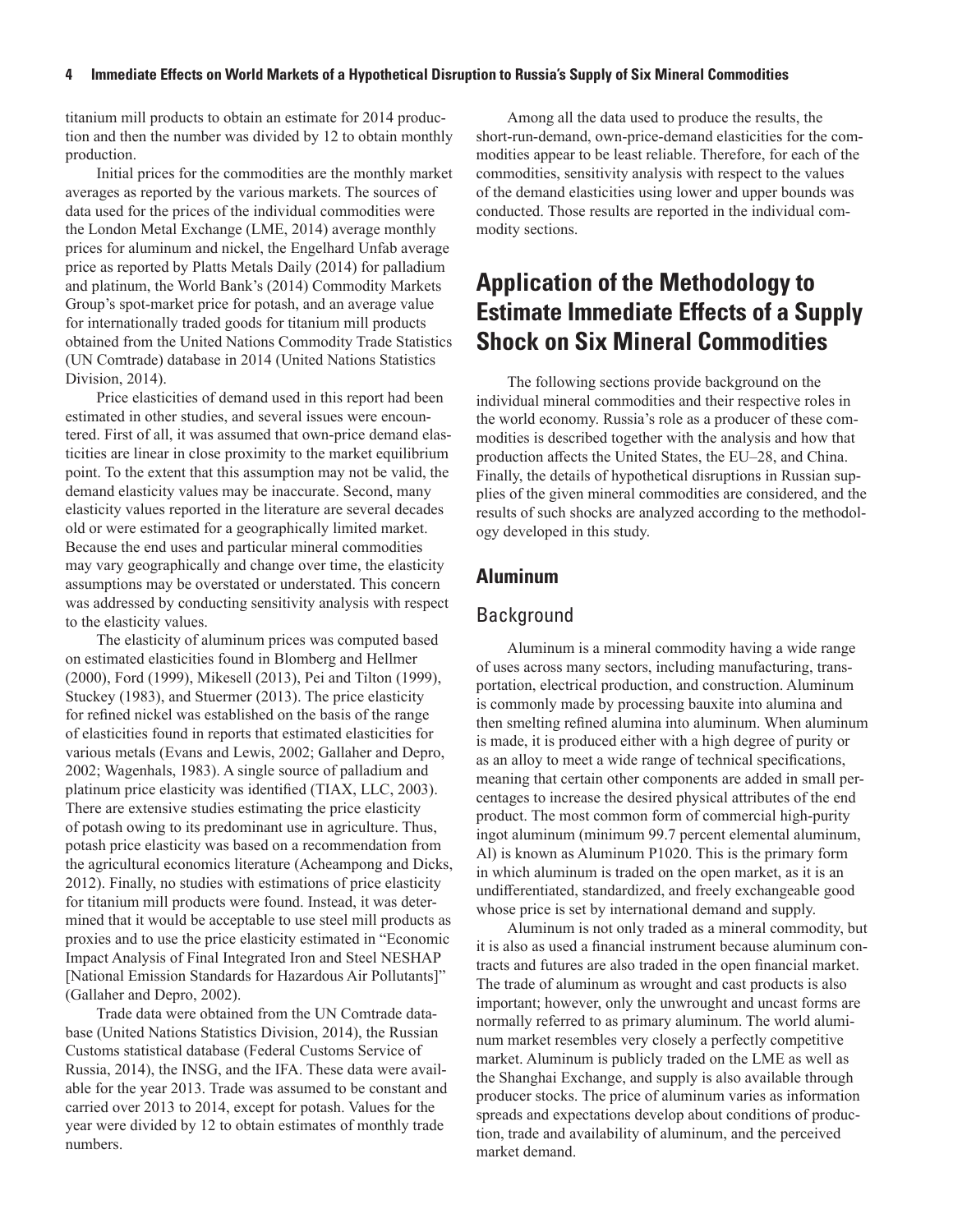titanium mill products to obtain an estimate for 2014 production and then the number was divided by 12 to obtain monthly production.

Initial prices for the commodities are the monthly market averages as reported by the various markets. The sources of data used for the prices of the individual commodities were the London Metal Exchange (LME, 2014) average monthly prices for aluminum and nickel, the Engelhard Unfab average price as reported by Platts Metals Daily (2014) for palladium and platinum, the World Bank's (2014) Commodity Markets Group's spot-market price for potash, and an average value for internationally traded goods for titanium mill products obtained from the United Nations Commodity Trade Statistics (UN Comtrade) database in 2014 (United Nations Statistics Division, 2014).

Price elasticities of demand used in this report had been estimated in other studies, and several issues were encountered. First of all, it was assumed that own-price demand elasticities are linear in close proximity to the market equilibrium point. To the extent that this assumption may not be valid, the demand elasticity values may be inaccurate. Second, many elasticity values reported in the literature are several decades old or were estimated for a geographically limited market. Because the end uses and particular mineral commodities may vary geographically and change over time, the elasticity assumptions may be overstated or understated. This concern was addressed by conducting sensitivity analysis with respect to the elasticity values.

The elasticity of aluminum prices was computed based on estimated elasticities found in Blomberg and Hellmer (2000), Ford (1999), Mikesell (2013), Pei and Tilton (1999), Stuckey (1983), and Stuermer (2013). The price elasticity for refined nickel was established on the basis of the range of elasticities found in reports that estimated elasticities for various metals (Evans and Lewis, 2002; Gallaher and Depro, 2002; Wagenhals, 1983). A single source of palladium and platinum price elasticity was identified (TIAX, LLC, 2003). There are extensive studies estimating the price elasticity of potash owing to its predominant use in agriculture. Thus, potash price elasticity was based on a recommendation from the agricultural economics literature (Acheampong and Dicks, 2012). Finally, no studies with estimations of price elasticity for titanium mill products were found. Instead, it was determined that it would be acceptable to use steel mill products as proxies and to use the price elasticity estimated in "Economic Impact Analysis of Final Integrated Iron and Steel NESHAP [National Emission Standards for Hazardous Air Pollutants]" (Gallaher and Depro, 2002).

Trade data were obtained from the UN Comtrade database (United Nations Statistics Division, 2014), the Russian Customs statistical database (Federal Customs Service of Russia, 2014), the INSG, and the IFA. These data were available for the year 2013. Trade was assumed to be constant and carried over 2013 to 2014, except for potash. Values for the year were divided by 12 to obtain estimates of monthly trade numbers.

Among all the data used to produce the results, the short-run-demand, own-price-demand elasticities for the commodities appear to be least reliable. Therefore, for each of the commodities, sensitivity analysis with respect to the values of the demand elasticities using lower and upper bounds was conducted. Those results are reported in the individual commodity sections.

# Application of the Methodology to Estimate Immediate Effects of a Supply Shock on Six Mineral Commodities

The following sections provide background on the individual mineral commodities and their respective roles in the world economy. Russia's role as a producer of these commodities is described together with the analysis and how that production affects the United States, the EU–28, and China. Finally, the details of hypothetical disruptions in Russian supplies of the given mineral commodities are considered, and the results of such shocks are analyzed according to the methodology developed in this study.

## Aluminum

### Background

Aluminum is a mineral commodity having a wide range of uses across many sectors, including manufacturing, transportation, electrical production, and construction. Aluminum is commonly made by processing bauxite into alumina and then smelting refined alumina into aluminum. When aluminum is made, it is produced either with a high degree of purity or as an alloy to meet a wide range of technical specifications, meaning that certain other components are added in small percentages to increase the desired physical attributes of the end product. The most common form of commercial high-purity ingot aluminum (minimum 99.7 percent elemental aluminum, Al) is known as Aluminum P1020. This is the primary form in which aluminum is traded on the open market, as it is an undifferentiated, standardized, and freely exchangeable good whose price is set by international demand and supply.

Aluminum is not only traded as a mineral commodity, but it is also as used a financial instrument because aluminum contracts and futures are also traded in the open financial market. The trade of aluminum as wrought and cast products is also important; however, only the unwrought and uncast forms are normally referred to as primary aluminum. The world aluminum market resembles very closely a perfectly competitive market. Aluminum is publicly traded on the LME as well as the Shanghai Exchange, and supply is also available through producer stocks. The price of aluminum varies as information spreads and expectations develop about conditions of production, trade and availability of aluminum, and the perceived market demand.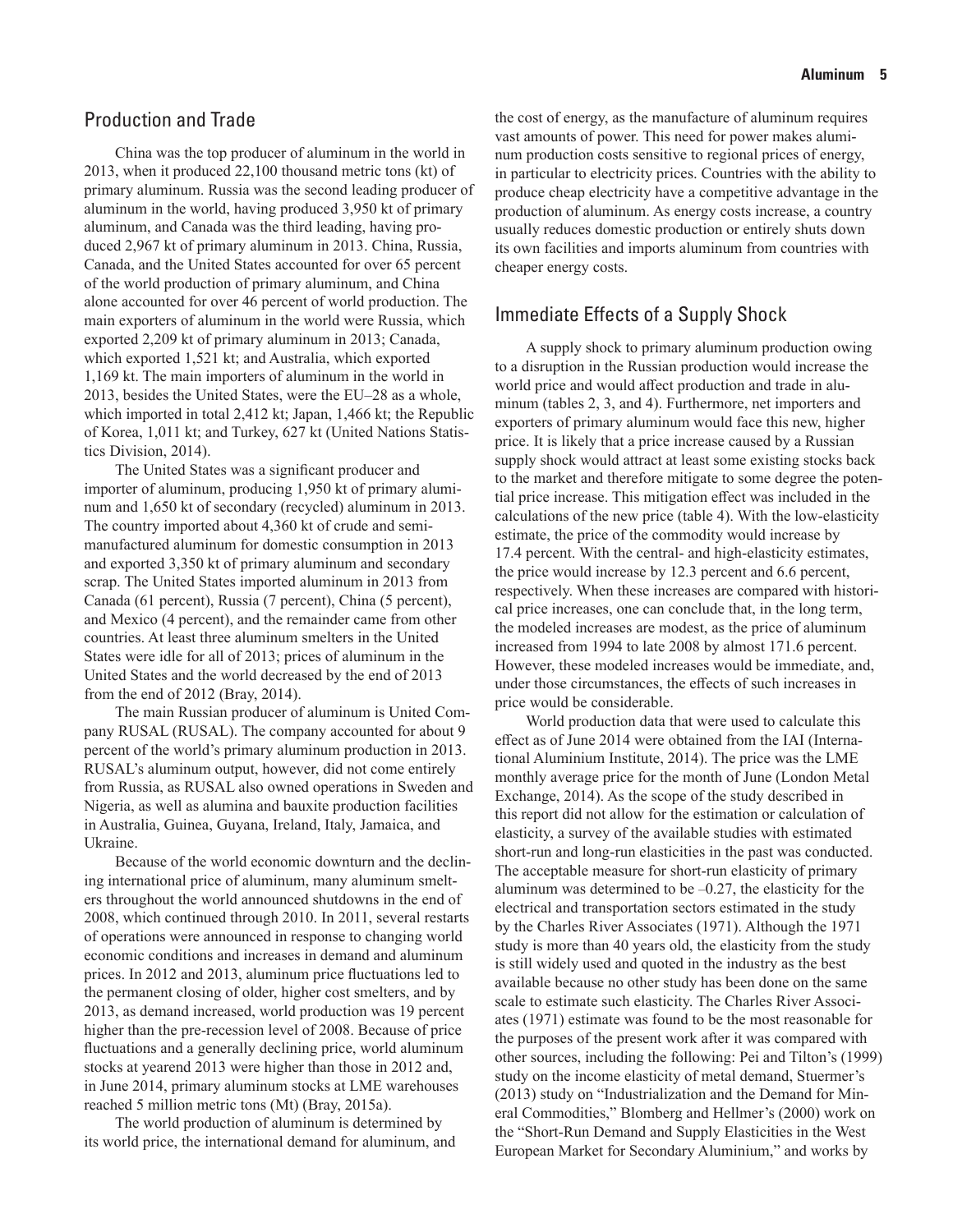## Production and Trade

China was the top producer of aluminum in the world in 2013, when it produced 22,100 thousand metric tons (kt) of primary aluminum. Russia was the second leading producer of aluminum in the world, having produced 3,950 kt of primary aluminum, and Canada was the third leading, having produced 2,967 kt of primary aluminum in 2013. China, Russia, Canada, and the United States accounted for over 65 percent of the world production of primary aluminum, and China alone accounted for over 46 percent of world production. The main exporters of aluminum in the world were Russia, which exported 2,209 kt of primary aluminum in 2013; Canada, which exported 1,521 kt; and Australia, which exported 1,169 kt. The main importers of aluminum in the world in 2013, besides the United States, were the EU–28 as a whole, which imported in total 2,412 kt; Japan, 1,466 kt; the Republic of Korea, 1,011 kt; and Turkey, 627 kt (United Nations Statistics Division, 2014).

The United States was a significant producer and importer of aluminum, producing 1,950 kt of primary aluminum and 1,650 kt of secondary (recycled) aluminum in 2013. The country imported about 4,360 kt of crude and semimanufactured aluminum for domestic consumption in 2013 and exported 3,350 kt of primary aluminum and secondary scrap. The United States imported aluminum in 2013 from Canada (61 percent), Russia (7 percent), China (5 percent), and Mexico (4 percent), and the remainder came from other countries. At least three aluminum smelters in the United States were idle for all of 2013; prices of aluminum in the United States and the world decreased by the end of 2013 from the end of 2012 (Bray, 2014).

The main Russian producer of aluminum is United Company RUSAL (RUSAL). The company accounted for about 9 percent of the world's primary aluminum production in 2013. RUSAL's aluminum output, however, did not come entirely from Russia, as RUSAL also owned operations in Sweden and Nigeria, as well as alumina and bauxite production facilities in Australia, Guinea, Guyana, Ireland, Italy, Jamaica, and Ukraine.

Because of the world economic downturn and the declining international price of aluminum, many aluminum smelters throughout the world announced shutdowns in the end of 2008, which continued through 2010. In 2011, several restarts of operations were announced in response to changing world economic conditions and increases in demand and aluminum prices. In 2012 and 2013, aluminum price fluctuations led to the permanent closing of older, higher cost smelters, and by 2013, as demand increased, world production was 19 percent higher than the pre-recession level of 2008. Because of price fluctuations and a generally declining price, world aluminum stocks at yearend 2013 were higher than those in 2012 and, in June 2014, primary aluminum stocks at LME warehouses reached 5 million metric tons (Mt) (Bray, 2015a).

The world production of aluminum is determined by its world price, the international demand for aluminum, and the cost of energy, as the manufacture of aluminum requires vast amounts of power. This need for power makes aluminum production costs sensitive to regional prices of energy, in particular to electricity prices. Countries with the ability to produce cheap electricity have a competitive advantage in the production of aluminum. As energy costs increase, a country usually reduces domestic production or entirely shuts down its own facilities and imports aluminum from countries with cheaper energy costs.

## Immediate Effects of a Supply Shock

A supply shock to primary aluminum production owing to a disruption in the Russian production would increase the world price and would affect production and trade in aluminum (tables 2, 3, and 4). Furthermore, net importers and exporters of primary aluminum would face this new, higher price. It is likely that a price increase caused by a Russian supply shock would attract at least some existing stocks back to the market and therefore mitigate to some degree the potential price increase. This mitigation effect was included in the calculations of the new price (table 4). With the low-elasticity estimate, the price of the commodity would increase by 17.4 percent. With the central- and high-elasticity estimates, the price would increase by 12.3 percent and 6.6 percent, respectively. When these increases are compared with historical price increases, one can conclude that, in the long term, the modeled increases are modest, as the price of aluminum increased from 1994 to late 2008 by almost 171.6 percent. However, these modeled increases would be immediate, and, under those circumstances, the effects of such increases in price would be considerable.

World production data that were used to calculate this effect as of June 2014 were obtained from the IAI (International Aluminium Institute, 2014). The price was the LME monthly average price for the month of June (London Metal Exchange, 2014). As the scope of the study described in this report did not allow for the estimation or calculation of elasticity, a survey of the available studies with estimated short-run and long-run elasticities in the past was conducted. The acceptable measure for short-run elasticity of primary aluminum was determined to be –0.27, the elasticity for the electrical and transportation sectors estimated in the study by the Charles River Associates (1971). Although the 1971 study is more than 40 years old, the elasticity from the study is still widely used and quoted in the industry as the best available because no other study has been done on the same scale to estimate such elasticity. The Charles River Associates (1971) estimate was found to be the most reasonable for the purposes of the present work after it was compared with other sources, including the following: Pei and Tilton's (1999) study on the income elasticity of metal demand, Stuermer's (2013) study on "Industrialization and the Demand for Mineral Commodities," Blomberg and Hellmer's (2000) work on the "Short-Run Demand and Supply Elasticities in the West European Market for Secondary Aluminium," and works by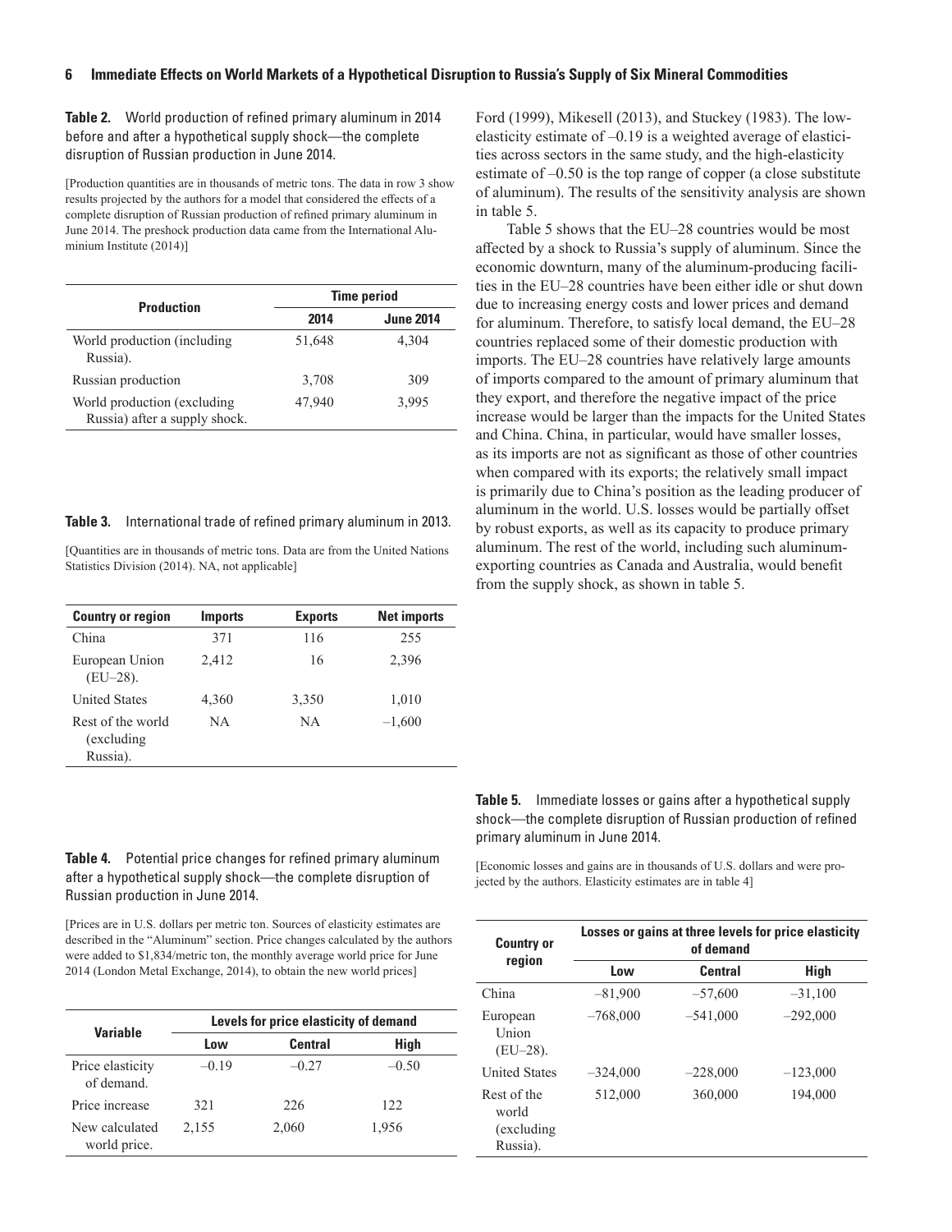**Table 2.** World production of refined primary aluminum in 2014 before and after a hypothetical supply shock—the complete disruption of Russian production in June 2014.

[Production quantities are in thousands of metric tons. The data in row 3 show results projected by the authors for a model that considered the effects of a complete disruption of Russian production of refined primary aluminum in June 2014. The preshock production data came from the International Aluminium Institute (2014)]

| Production | Time period | |
|---|---|---|
| | 2014 | June 2014 |
| World production (including Russia). | 51,648 | 4,304 |
| Russian production | 3,708 | 309 |
| World production (excluding Russia) after a supply shock. | 47,940 | 3,995 |

**Table 3.** International trade of refined primary aluminum in 2013.

[Quantities are in thousands of metric tons. Data are from the United Nations Statistics Division (2014). NA, not applicable]

| Country or region | Imports | Exports | Net imports |
|---|---|---|---|
| China | 371 | 116 | 255 |
| European Union (EU–28). | 2,412 | 16 | 2,396 |
| United States | 4,360 | 3,350 | 1,010 |
| Rest of the world (excluding Russia). | NA | NA | –1,600 |

**Table 4.** Potential price changes for refined primary aluminum after a hypothetical supply shock—the complete disruption of Russian production in June 2014.

[Prices are in U.S. dollars per metric ton. Sources of elasticity estimates are described in the "Aluminum" section. Price changes calculated by the authors were added to $1,834/metric ton, the monthly average world price for June 2014 (London Metal Exchange, 2014), to obtain the new world prices]

| Variable | Levels for price elasticity of demand | | |
|---|---|---|---|
| | Low | Central | High |
| Price elasticity of demand. | –0.19 | –0.27 | –0.50 |
| Price increase | 321 | 226 | 122 |
| New calculated world price. | 2,155 | 2,060 | 1,956 |

Ford (1999), Mikesell (2013), and Stuckey (1983). The low-elasticity estimate of –0.19 is a weighted average of elasticities across sectors in the same study, and the high-elasticity estimate of –0.50 is the top range of copper (a close substitute of aluminum). The results of the sensitivity analysis are shown in table 5.

Table 5 shows that the EU–28 countries would be most affected by a shock to Russia's supply of aluminum. Since the economic downturn, many of the aluminum-producing facilities in the EU–28 countries have been either idle or shut down due to increasing energy costs and lower prices and demand for aluminum. Therefore, to satisfy local demand, the EU–28 countries replaced some of their domestic production with imports. The EU–28 countries have relatively large amounts of imports compared to the amount of primary aluminum that they export, and therefore the negative impact of the price increase would be larger than the impacts for the United States and China. China, in particular, would have smaller losses, as its imports are not as significant as those of other countries when compared with its exports; the relatively small impact is primarily due to China's position as the leading producer of aluminum in the world. U.S. losses would be partially offset by robust exports, as well as its capacity to produce primary aluminum. The rest of the world, including such aluminum-exporting countries as Canada and Australia, would benefit from the supply shock, as shown in table 5.

**Table 5.** Immediate losses or gains after a hypothetical supply shock—the complete disruption of Russian production of refined primary aluminum in June 2014.

[Economic losses and gains are in thousands of U.S. dollars and were projected by the authors. Elasticity estimates are in table 4]

| Country or region | Losses or gains at three levels for price elasticity of demand | | |
|---|---|---|---|
| | Low | Central | High |
| China | –81,900 | –57,600 | –31,100 |
| European Union (EU–28). | –768,000 | –541,000 | –292,000 |
| United States | –324,000 | –228,000 | –123,000 |
| Rest of the world (excluding Russia). | 512,000 | 360,000 | 194,000 |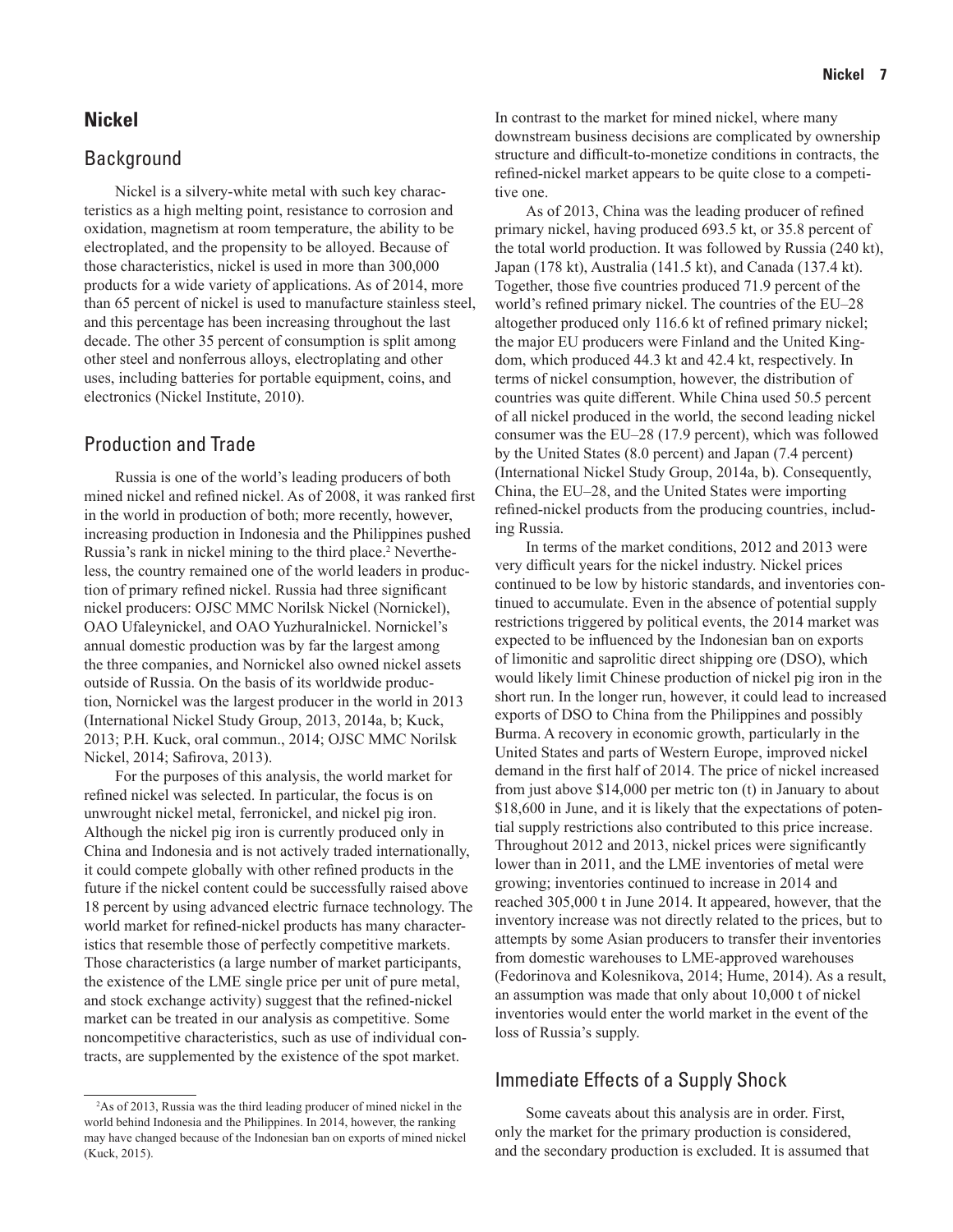## Nickel

### Background

Nickel is a silvery-white metal with such key characteristics as a high melting point, resistance to corrosion and oxidation, magnetism at room temperature, the ability to be electroplated, and the propensity to be alloyed. Because of those characteristics, nickel is used in more than 300,000 products for a wide variety of applications. As of 2014, more than 65 percent of nickel is used to manufacture stainless steel, and this percentage has been increasing throughout the last decade. The other 35 percent of consumption is split among other steel and nonferrous alloys, electroplating and other uses, including batteries for portable equipment, coins, and electronics (Nickel Institute, 2010).

### Production and Trade

Russia is one of the world's leading producers of both mined nickel and refined nickel. As of 2008, it was ranked first in the world in production of both; more recently, however, increasing production in Indonesia and the Philippines pushed Russia's rank in nickel mining to the third place.[2] Nevertheless, the country remained one of the world leaders in production of primary refined nickel. Russia had three significant nickel producers: OJSC MMC Norilsk Nickel (Nornickel), OAO Ufaleynickel, and OAO Yuzhuralnickel. Nornickel's annual domestic production was by far the largest among the three companies, and Nornickel also owned nickel assets outside of Russia. On the basis of its worldwide production, Nornickel was the largest producer in the world in 2013 (International Nickel Study Group, 2013, 2014a, b; Kuck, 2013; P.H. Kuck, oral commun., 2014; OJSC MMC Norilsk Nickel, 2014; Safirova, 2013).

For the purposes of this analysis, the world market for refined nickel was selected. In particular, the focus is on unwrought nickel metal, ferronickel, and nickel pig iron. Although the nickel pig iron is currently produced only in China and Indonesia and is not actively traded internationally, it could compete globally with other refined products in the future if the nickel content could be successfully raised above 18 percent by using advanced electric furnace technology. The world market for refined-nickel products has many characteristics that resemble those of perfectly competitive markets. Those characteristics (a large number of market participants, the existence of the LME single price per unit of pure metal, and stock exchange activity) suggest that the refined-nickel market can be treated in our analysis as competitive. Some noncompetitive characteristics, such as use of individual contracts, are supplemented by the existence of the spot market. In contrast to the market for mined nickel, where many downstream business decisions are complicated by ownership structure and difficult-to-monetize conditions in contracts, the refined-nickel market appears to be quite close to a competitive one.

As of 2013, China was the leading producer of refined primary nickel, having produced 693.5 kt, or 35.8 percent of the total world production. It was followed by Russia (240 kt), Japan (178 kt), Australia (141.5 kt), and Canada (137.4 kt). Together, those five countries produced 71.9 percent of the world's refined primary nickel. The countries of the EU–28 altogether produced only 116.6 kt of refined primary nickel; the major EU producers were Finland and the United Kingdom, which produced 44.3 kt and 42.4 kt, respectively. In terms of nickel consumption, however, the distribution of countries was quite different. While China used 50.5 percent of all nickel produced in the world, the second leading nickel consumer was the EU–28 (17.9 percent), which was followed by the United States (8.0 percent) and Japan (7.4 percent) (International Nickel Study Group, 2014a, b). Consequently, China, the EU–28, and the United States were importing refined-nickel products from the producing countries, including Russia.

In terms of the market conditions, 2012 and 2013 were very difficult years for the nickel industry. Nickel prices continued to be low by historic standards, and inventories continued to accumulate. Even in the absence of potential supply restrictions triggered by political events, the 2014 market was expected to be influenced by the Indonesian ban on exports of limonitic and saprolitic direct shipping ore (DSO), which would likely limit Chinese production of nickel pig iron in the short run. In the longer run, however, it could lead to increased exports of DSO to China from the Philippines and possibly Burma. A recovery in economic growth, particularly in the United States and parts of Western Europe, improved nickel demand in the first half of 2014. The price of nickel increased from just above $14,000 per metric ton (t) in January to about $18,600 in June, and it is likely that the expectations of potential supply restrictions also contributed to this price increase. Throughout 2012 and 2013, nickel prices were significantly lower than in 2011, and the LME inventories of metal were growing; inventories continued to increase in 2014 and reached 305,000 t in June 2014. It appeared, however, that the inventory increase was not directly related to the prices, but to attempts by some Asian producers to transfer their inventories from domestic warehouses to LME-approved warehouses (Fedorinova and Kolesnikova, 2014; Hume, 2014). As a result, an assumption was made that only about 10,000 t of nickel inventories would enter the world market in the event of the loss of Russia's supply.

### Immediate Effects of a Supply Shock

Some caveats about this analysis are in order. First, only the market for the primary production is considered, and the secondary production is excluded. It is assumed that

---

[2] As of 2013, Russia was the third leading producer of mined nickel in the world behind Indonesia and the Philippines. In 2014, however, the ranking may have changed because of the Indonesian ban on exports of mined nickel (Kuck, 2015).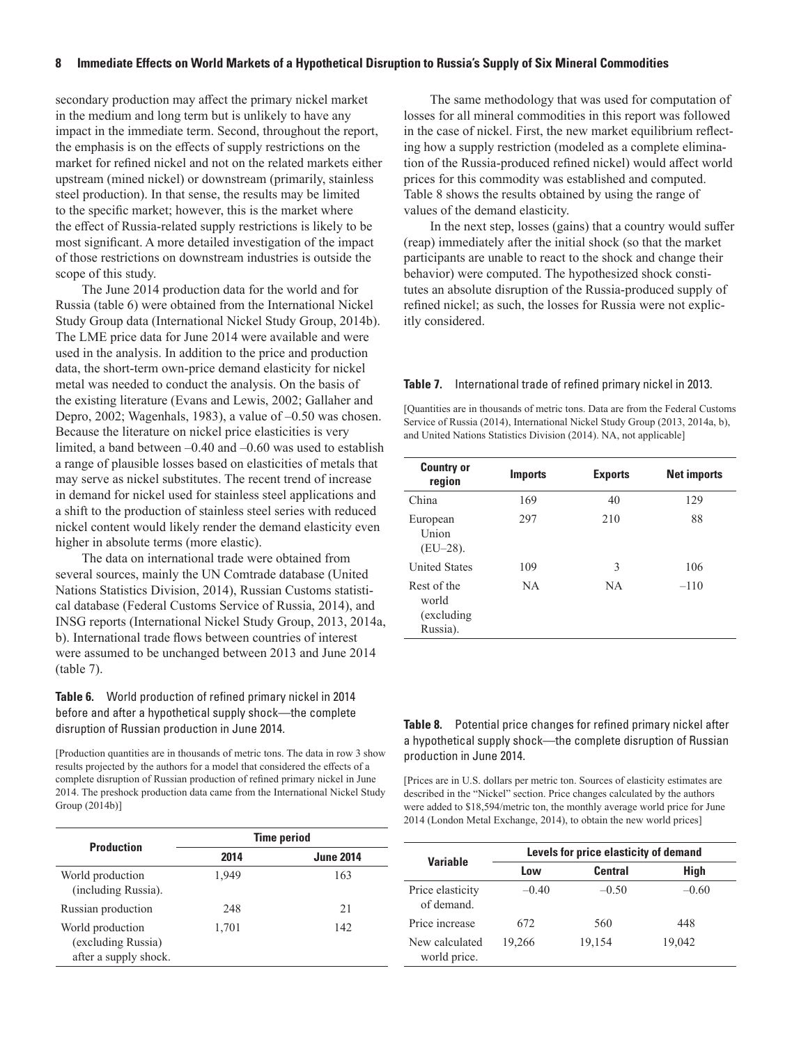secondary production may affect the primary nickel market in the medium and long term but is unlikely to have any impact in the immediate term. Second, throughout the report, the emphasis is on the effects of supply restrictions on the market for refined nickel and not on the related markets either upstream (mined nickel) or downstream (primarily, stainless steel production). In that sense, the results may be limited to the specific market; however, this is the market where the effect of Russia-related supply restrictions is likely to be most significant. A more detailed investigation of the impact of those restrictions on downstream industries is outside the scope of this study.

The June 2014 production data for the world and for Russia (table 6) were obtained from the International Nickel Study Group data (International Nickel Study Group, 2014b). The LME price data for June 2014 were available and were used in the analysis. In addition to the price and production data, the short-term own-price demand elasticity for nickel metal was needed to conduct the analysis. On the basis of the existing literature (Evans and Lewis, 2002; Gallaher and Depro, 2002; Wagenhals, 1983), a value of –0.50 was chosen. Because the literature on nickel price elasticities is very limited, a band between –0.40 and –0.60 was used to establish a range of plausible losses based on elasticities of metals that may serve as nickel substitutes. The recent trend of increase in demand for nickel used for stainless steel applications and a shift to the production of stainless steel series with reduced nickel content would likely render the demand elasticity even higher in absolute terms (more elastic).

The data on international trade were obtained from several sources, mainly the UN Comtrade database (United Nations Statistics Division, 2014), Russian Customs statistical database (Federal Customs Service of Russia, 2014), and INSG reports (International Nickel Study Group, 2013, 2014a, b). International trade flows between countries of interest were assumed to be unchanged between 2013 and June 2014 (table 7).

**Table 6.** World production of refined primary nickel in 2014 before and after a hypothetical supply shock—the complete disruption of Russian production in June 2014.

[Production quantities are in thousands of metric tons. The data in row 3 show results projected by the authors for a model that considered the effects of a complete disruption of Russian production of refined primary nickel in June 2014. The preshock production data came from the International Nickel Study Group (2014b)]

| Production | Time period | |
|---|---|---|
| | 2014 | June 2014 |
| World production (including Russia). | 1,949 | 163 |
| Russian production | 248 | 21 |
| World production (excluding Russia) after a supply shock. | 1,701 | 142 |

The same methodology that was used for computation of losses for all mineral commodities in this report was followed in the case of nickel. First, the new market equilibrium reflecting how a supply restriction (modeled as a complete elimination of the Russia-produced refined nickel) would affect world prices for this commodity was established and computed. Table 8 shows the results obtained by using the range of values of the demand elasticity.

In the next step, losses (gains) that a country would suffer (reap) immediately after the initial shock (so that the market participants are unable to react to the shock and change their behavior) were computed. The hypothesized shock constitutes an absolute disruption of the Russia-produced supply of refined nickel; as such, the losses for Russia were not explicitly considered.

**Table 7.** International trade of refined primary nickel in 2013.

[Quantities are in thousands of metric tons. Data are from the Federal Customs Service of Russia (2014), International Nickel Study Group (2013, 2014a, b), and United Nations Statistics Division (2014). NA, not applicable]

| Country or region | Imports | Exports | Net imports |
|---|---|---|---|
| China | 169 | 40 | 129 |
| European Union (EU–28). | 297 | 210 | 88 |
| United States | 109 | 3 | 106 |
| Rest of the world (excluding Russia). | NA | NA | –110 |

**Table 8.** Potential price changes for refined primary nickel after a hypothetical supply shock—the complete disruption of Russian production in June 2014.

[Prices are in U.S. dollars per metric ton. Sources of elasticity estimates are described in the "Nickel" section. Price changes calculated by the authors were added to $18,594/metric ton, the monthly average world price for June 2014 (London Metal Exchange, 2014), to obtain the new world prices]

| Variable | Levels for price elasticity of demand | | |
|---|---|---|---|
| | Low | Central | High |
| Price elasticity of demand. | –0.40 | –0.50 | –0.60 |
| Price increase | 672 | 560 | 448 |
| New calculated world price. | 19,266 | 19,154 | 19,042 |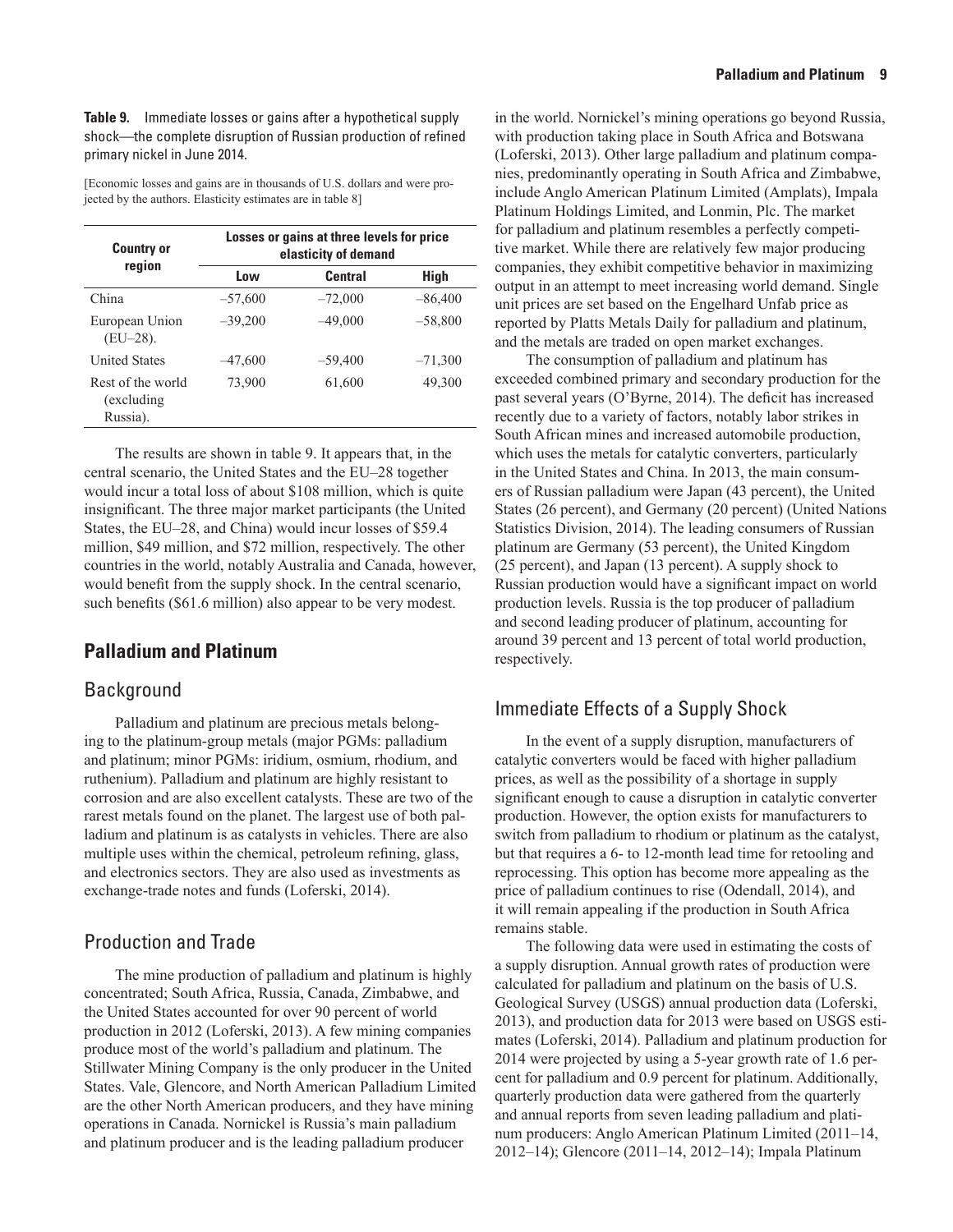**Table 9.** Immediate losses or gains after a hypothetical supply shock—the complete disruption of Russian production of refined primary nickel in June 2014.

[Economic losses and gains are in thousands of U.S. dollars and were projected by the authors. Elasticity estimates are in table 8]

| Country or region | Losses or gains at three levels for price elasticity of demand | | |
|---|---|---|---|
| | Low | Central | High |
| China | –57,600 | –72,000 | –86,400 |
| European Union (EU–28). | –39,200 | –49,000 | –58,800 |
| United States | –47,600 | –59,400 | –71,300 |
| Rest of the world (excluding Russia). | 73,900 | 61,600 | 49,300 |

The results are shown in table 9. It appears that, in the central scenario, the United States and the EU–28 together would incur a total loss of about $108 million, which is quite insignificant. The three major market participants (the United States, the EU–28, and China) would incur losses of $59.4 million, $49 million, and $72 million, respectively. The other countries in the world, notably Australia and Canada, however, would benefit from the supply shock. In the central scenario, such benefits ($61.6 million) also appear to be very modest.

## Palladium and Platinum

### Background

Palladium and platinum are precious metals belonging to the platinum-group metals (major PGMs: palladium and platinum; minor PGMs: iridium, osmium, rhodium, and ruthenium). Palladium and platinum are highly resistant to corrosion and are also excellent catalysts. These are two of the rarest metals found on the planet. The largest use of both palladium and platinum is as catalysts in vehicles. There are also multiple uses within the chemical, petroleum refining, glass, and electronics sectors. They are also used as investments as exchange-trade notes and funds (Loferski, 2014).

### Production and Trade

The mine production of palladium and platinum is highly concentrated; South Africa, Russia, Canada, Zimbabwe, and the United States accounted for over 90 percent of world production in 2012 (Loferski, 2013). A few mining companies produce most of the world's palladium and platinum. The Stillwater Mining Company is the only producer in the United States. Vale, Glencore, and North American Palladium Limited are the other North American producers, and they have mining operations in Canada. Nornickel is Russia's main palladium and platinum producer and is the leading palladium producer in the world. Nornickel's mining operations go beyond Russia, with production taking place in South Africa and Botswana (Loferski, 2013). Other large palladium and platinum companies, predominantly operating in South Africa and Zimbabwe, include Anglo American Platinum Limited (Amplats), Impala Platinum Holdings Limited, and Lonmin, Plc. The market for palladium and platinum resembles a perfectly competitive market. While there are relatively few major producing companies, they exhibit competitive behavior in maximizing output in an attempt to meet increasing world demand. Single unit prices are set based on the Engelhard Unfab price as reported by Platts Metals Daily for palladium and platinum, and the metals are traded on open market exchanges.

The consumption of palladium and platinum has exceeded combined primary and secondary production for the past several years (O'Byrne, 2014). The deficit has increased recently due to a variety of factors, notably labor strikes in South African mines and increased automobile production, which uses the metals for catalytic converters, particularly in the United States and China. In 2013, the main consumers of Russian palladium were Japan (43 percent), the United States (26 percent), and Germany (20 percent) (United Nations Statistics Division, 2014). The leading consumers of Russian platinum are Germany (53 percent), the United Kingdom (25 percent), and Japan (13 percent). A supply shock to Russian production would have a significant impact on world production levels. Russia is the top producer of palladium and second leading producer of platinum, accounting for around 39 percent and 13 percent of total world production, respectively.

### Immediate Effects of a Supply Shock

In the event of a supply disruption, manufacturers of catalytic converters would be faced with higher palladium prices, as well as the possibility of a shortage in supply significant enough to cause a disruption in catalytic converter production. However, the option exists for manufacturers to switch from palladium to rhodium or platinum as the catalyst, but that requires a 6- to 12-month lead time for retooling and reprocessing. This option has become more appealing as the price of palladium continues to rise (Odendall, 2014), and it will remain appealing if the production in South Africa remains stable.

The following data were used in estimating the costs of a supply disruption. Annual growth rates of production were calculated for palladium and platinum on the basis of U.S. Geological Survey (USGS) annual production data (Loferski, 2013), and production data for 2013 were based on USGS estimates (Loferski, 2014). Palladium and platinum production for 2014 were projected by using a 5-year growth rate of 1.6 percent for palladium and 0.9 percent for platinum. Additionally, quarterly production data were gathered from the quarterly and annual reports from seven leading palladium and platinum producers: Anglo American Platinum Limited (2011–14, 2012–14); Glencore (2011–14, 2012–14); Impala Platinum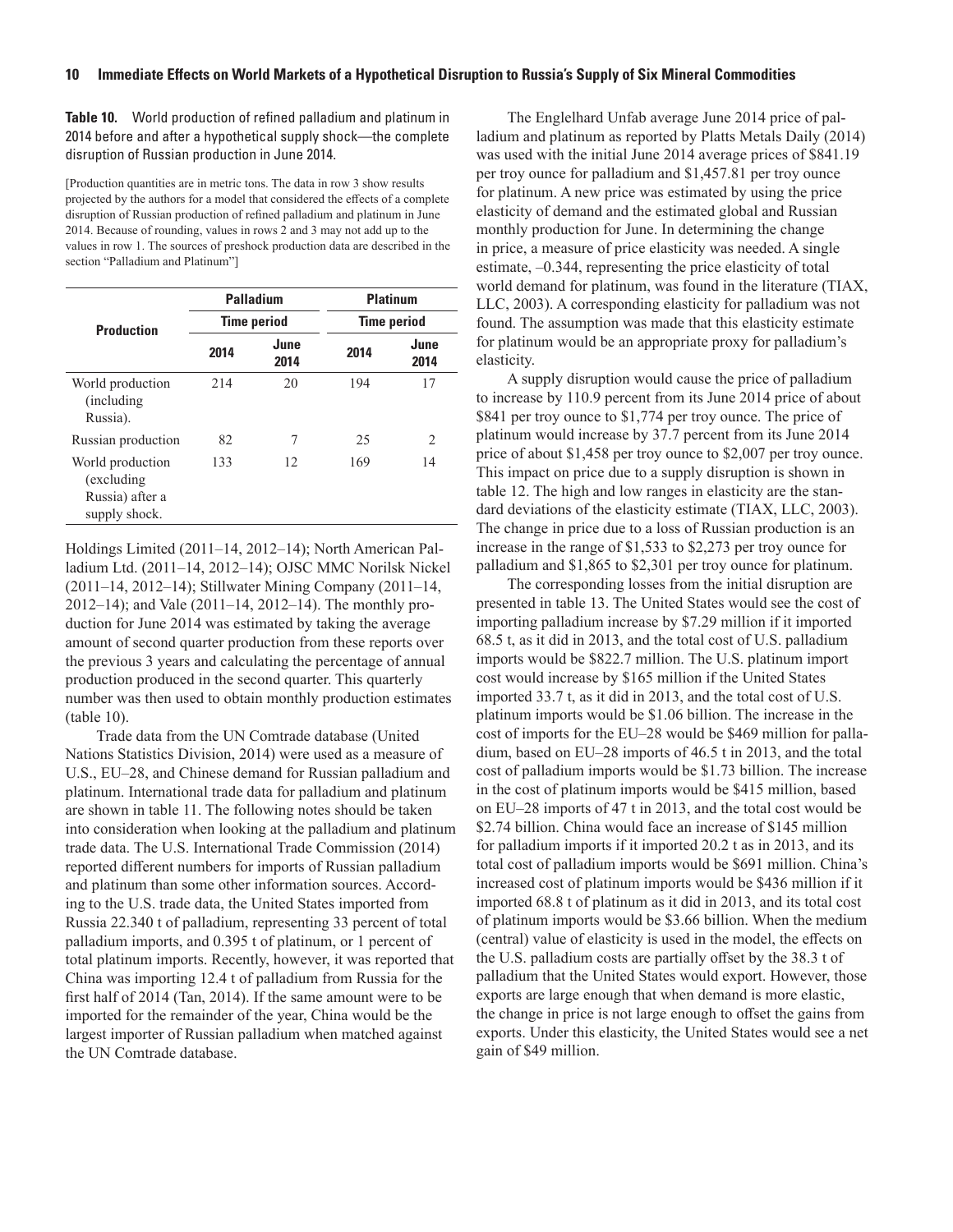**Table 10.** World production of refined palladium and platinum in 2014 before and after a hypothetical supply shock—the complete disruption of Russian production in June 2014.

[Production quantities are in metric tons. The data in row 3 show results projected by the authors for a model that considered the effects of a complete disruption of Russian production of refined palladium and platinum in June 2014. Because of rounding, values in rows 2 and 3 may not add up to the values in row 1. The sources of preshock production data are described in the section "Palladium and Platinum"]

| Production | Palladium | | Platinum | |
|---|---|---|---|---|
| | Time period | | Time period | |
| | 2014 | June 2014 | 2014 | June 2014 |
| World production (including Russia). | 214 | 20 | 194 | 17 |
| Russian production | 82 | 7 | 25 | 2 |
| World production (excluding Russia) after a supply shock. | 133 | 12 | 169 | 14 |

Holdings Limited (2011–14, 2012–14); North American Palladium Ltd. (2011–14, 2012–14); OJSC MMC Norilsk Nickel (2011–14, 2012–14); Stillwater Mining Company (2011–14, 2012–14); and Vale (2011–14, 2012–14). The monthly production for June 2014 was estimated by taking the average amount of second quarter production from these reports over the previous 3 years and calculating the percentage of annual production produced in the second quarter. This quarterly number was then used to obtain monthly production estimates (table 10).

Trade data from the UN Comtrade database (United Nations Statistics Division, 2014) were used as a measure of U.S., EU–28, and Chinese demand for Russian palladium and platinum. International trade data for palladium and platinum are shown in table 11. The following notes should be taken into consideration when looking at the palladium and platinum trade data. The U.S. International Trade Commission (2014) reported different numbers for imports of Russian palladium and platinum than some other information sources. According to the U.S. trade data, the United States imported from Russia 22.340 t of palladium, representing 33 percent of total palladium imports, and 0.395 t of platinum, or 1 percent of total platinum imports. Recently, however, it was reported that China was importing 12.4 t of palladium from Russia for the first half of 2014 (Tan, 2014). If the same amount were to be imported for the remainder of the year, China would be the largest importer of Russian palladium when matched against the UN Comtrade database.

The Englehard Unfab average June 2014 price of palladium and platinum as reported by Platts Metals Daily (2014) was used with the initial June 2014 average prices of $841.19 per troy ounce for palladium and $1,457.81 per troy ounce for platinum. A new price was estimated by using the price elasticity of demand and the estimated global and Russian monthly production for June. In determining the change in price, a measure of price elasticity was needed. A single estimate, –0.344, representing the price elasticity of total world demand for platinum, was found in the literature (TIAX, LLC, 2003). A corresponding elasticity for palladium was not found. The assumption was made that this elasticity estimate for platinum would be an appropriate proxy for palladium's elasticity.

A supply disruption would cause the price of palladium to increase by 110.9 percent from its June 2014 price of about $841 per troy ounce to $1,774 per troy ounce. The price of platinum would increase by 37.7 percent from its June 2014 price of about $1,458 per troy ounce to $2,007 per troy ounce. This impact on price due to a supply disruption is shown in table 12. The high and low ranges in elasticity are the standard deviations of the elasticity estimate (TIAX, LLC, 2003). The change in price due to a loss of Russian production is an increase in the range of $1,533 to $2,273 per troy ounce for palladium and $1,865 to $2,301 per troy ounce for platinum.

The corresponding losses from the initial disruption are presented in table 13. The United States would see the cost of importing palladium increase by $7.29 million if it imported 68.5 t, as it did in 2013, and the total cost of U.S. palladium imports would be $822.7 million. The U.S. platinum import cost would increase by $165 million if the United States imported 33.7 t, as it did in 2013, and the total cost of U.S. platinum imports would be $1.06 billion. The increase in the cost of imports for the EU–28 would be $469 million for palladium, based on EU–28 imports of 46.5 t in 2013, and the total cost of palladium imports would be $1.73 billion. The increase in the cost of platinum imports would be $415 million, based on EU–28 imports of 47 t in 2013, and the total cost would be $2.74 billion. China would face an increase of $145 million for palladium imports if it imported 20.2 t as in 2013, and its total cost of palladium imports would be $691 million. China's increased cost of platinum imports would be $436 million if it imported 68.8 t of platinum as it did in 2013, and its total cost of platinum imports would be $3.66 billion. When the medium (central) value of elasticity is used in the model, the effects on the U.S. palladium costs are partially offset by the 38.3 t of palladium that the United States would export. However, those exports are large enough that when demand is more elastic, the change in price is not large enough to offset the gains from exports. Under this elasticity, the United States would see a net gain of $49 million.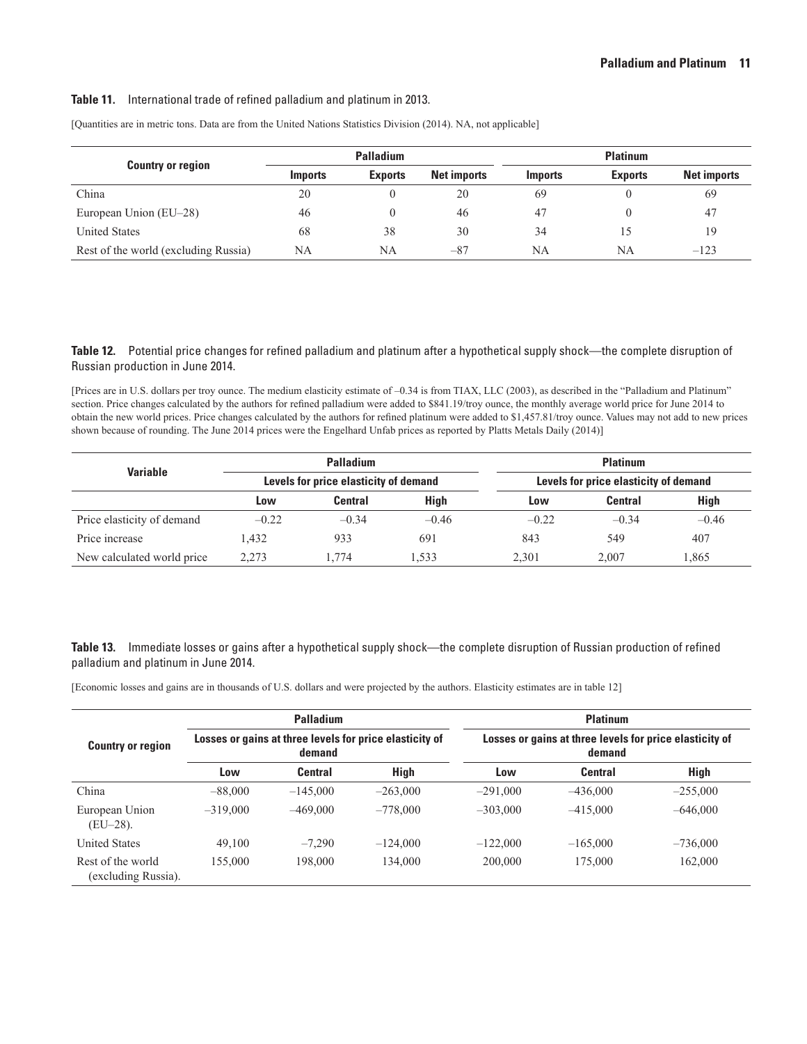**Table 11.** International trade of refined palladium and platinum in 2013.

[Quantities are in metric tons. Data are from the United Nations Statistics Division (2014). NA, not applicable]

| Country or region | Palladium | | | Platinum | | |
|---|---|---|---|---|---|---|
| | Imports | Exports | Net imports | Imports | Exports | Net imports |
| China | 20 | 0 | 20 | 69 | 0 | 69 |
| European Union (EU–28) | 46 | 0 | 46 | 47 | 0 | 47 |
| United States | 68 | 38 | 30 | 34 | 15 | 19 |
| Rest of the world (excluding Russia) | NA | NA | –87 | NA | NA | –123 |

**Table 12.** Potential price changes for refined palladium and platinum after a hypothetical supply shock—the complete disruption of Russian production in June 2014.

[Prices are in U.S. dollars per troy ounce. The medium elasticity estimate of –0.34 is from TIAX, LLC (2003), as described in the "Palladium and Platinum" section. Price changes calculated by the authors for refined palladium were added to $841.19/troy ounce, the monthly average world price for June 2014 to obtain the new world prices. Price changes calculated by the authors for refined platinum were added to $1,457.81/troy ounce. Values may not add to new prices shown because of rounding. The June 2014 prices were the Engelhard Unfab prices as reported by Platts Metals Daily (2014)]

| Variable | Palladium | | | Platinum | | |
|---|---|---|---|---|---|---|
| | Levels for price elasticity of demand | | | Levels for price elasticity of demand | | |
| | Low | Central | High | Low | Central | High |
| Price elasticity of demand | –0.22 | –0.34 | –0.46 | –0.22 | –0.34 | –0.46 |
| Price increase | 1,432 | 933 | 691 | 843 | 549 | 407 |
| New calculated world price | 2,273 | 1,774 | 1,533 | 2,301 | 2,007 | 1,865 |

**Table 13.** Immediate losses or gains after a hypothetical supply shock—the complete disruption of Russian production of refined palladium and platinum in June 2014.

[Economic losses and gains are in thousands of U.S. dollars and were projected by the authors. Elasticity estimates are in table 12]

| Country or region | Palladium | | | Platinum | | |
|---|---|---|---|---|---|---|
| | Losses or gains at three levels for price elasticity of demand | | | Losses or gains at three levels for price elasticity of demand | | |
| | Low | Central | High | Low | Central | High |
| China | –88,000 | –145,000 | –263,000 | –291,000 | –436,000 | –255,000 |
| European Union (EU–28). | –319,000 | –469,000 | –778,000 | –303,000 | –415,000 | –646,000 |
| United States | 49,100 | –7,290 | –124,000 | –122,000 | –165,000 | –736,000 |
| Rest of the world (excluding Russia). | 155,000 | 198,000 | 134,000 | 200,000 | 175,000 | 162,000 |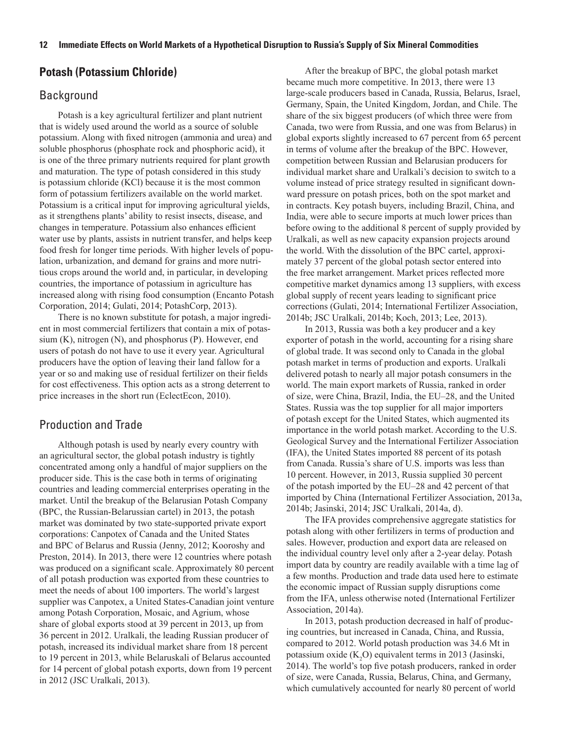## Potash (Potassium Chloride)

### Background

Potash is a key agricultural fertilizer and plant nutrient that is widely used around the world as a source of soluble potassium. Along with fixed nitrogen (ammonia and urea) and soluble phosphorus (phosphate rock and phosphoric acid), it is one of the three primary nutrients required for plant growth and maturation. The type of potash considered in this study is potassium chloride (KCl) because it is the most common form of potassium fertilizers available on the world market. Potassium is a critical input for improving agricultural yields, as it strengthens plants' ability to resist insects, disease, and changes in temperature. Potassium also enhances efficient water use by plants, assists in nutrient transfer, and helps keep food fresh for longer time periods. With higher levels of population, urbanization, and demand for grains and more nutritious crops around the world and, in particular, in developing countries, the importance of potassium in agriculture has increased along with rising food consumption (Encanto Potash Corporation, 2014; Gulati, 2014; PotashCorp, 2013).

There is no known substitute for potash, a major ingredient in most commercial fertilizers that contain a mix of potassium (K), nitrogen (N), and phosphorus (P). However, end users of potash do not have to use it every year. Agricultural producers have the option of leaving their land fallow for a year or so and making use of residual fertilizer on their fields for cost effectiveness. This option acts as a strong deterrent to price increases in the short run (EclectEcon, 2010).

### Production and Trade

Although potash is used by nearly every country with an agricultural sector, the global potash industry is tightly concentrated among only a handful of major suppliers on the producer side. This is the case both in terms of originating countries and leading commercial enterprises operating in the market. Until the breakup of the Belarusian Potash Company (BPC, the Russian-Belarussian cartel) in 2013, the potash market was dominated by two state-supported private export corporations: Canpotex of Canada and the United States and BPC of Belarus and Russia (Jenny, 2012; Kooroshy and Preston, 2014). In 2013, there were 12 countries where potash was produced on a significant scale. Approximately 80 percent of all potash production was exported from these countries to meet the needs of about 100 importers. The world's largest supplier was Canpotex, a United States-Canadian joint venture among Potash Corporation, Mosaic, and Agrium, whose share of global exports stood at 39 percent in 2013, up from 36 percent in 2012. Uralkali, the leading Russian producer of potash, increased its individual market share from 18 percent to 19 percent in 2013, while Belaruskali of Belarus accounted for 14 percent of global potash exports, down from 19 percent in 2012 (JSC Uralkali, 2013).

After the breakup of BPC, the global potash market became much more competitive. In 2013, there were 13 large-scale producers based in Canada, Russia, Belarus, Israel, Germany, Spain, the United Kingdom, Jordan, and Chile. The share of the six biggest producers (of which three were from Canada, two were from Russia, and one was from Belarus) in global exports slightly increased to 67 percent from 65 percent in terms of volume after the breakup of the BPC. However, competition between Russian and Belarusian producers for individual market share and Uralkali's decision to switch to a volume instead of price strategy resulted in significant downward pressure on potash prices, both on the spot market and in contracts. Key potash buyers, including Brazil, China, and India, were able to secure imports at much lower prices than before owing to the additional 8 percent of supply provided by Uralkali, as well as new capacity expansion projects around the world. With the dissolution of the BPC cartel, approximately 37 percent of the global potash sector entered into the free market arrangement. Market prices reflected more competitive market dynamics among 13 suppliers, with excess global supply of recent years leading to significant price corrections (Gulati, 2014; International Fertilizer Association, 2014b; JSC Uralkali, 2014b; Koch, 2013; Lee, 2013).

In 2013, Russia was both a key producer and a key exporter of potash in the world, accounting for a rising share of global trade. It was second only to Canada in the global potash market in terms of production and exports. Uralkali delivered potash to nearly all major potash consumers in the world. The main export markets of Russia, ranked in order of size, were China, Brazil, India, the EU–28, and the United States. Russia was the top supplier for all major importers of potash except for the United States, which augmented its importance in the world potash market. According to the U.S. Geological Survey and the International Fertilizer Association (IFA), the United States imported 88 percent of its potash from Canada. Russia's share of U.S. imports was less than 10 percent. However, in 2013, Russia supplied 30 percent of the potash imported by the EU–28 and 42 percent of that imported by China (International Fertilizer Association, 2013a, 2014b; Jasinski, 2014; JSC Uralkali, 2014a, d).

The IFA provides comprehensive aggregate statistics for potash along with other fertilizers in terms of production and sales. However, production and export data are released on the individual country level only after a 2-year delay. Potash import data by country are readily available with a time lag of a few months. Production and trade data used here to estimate the economic impact of Russian supply disruptions come from the IFA, unless otherwise noted (International Fertilizer Association, 2014a).

In 2013, potash production decreased in half of producing countries, but increased in Canada, China, and Russia, compared to 2012. World potash production was 34.6 Mt in potassium oxide ($K_2O$) equivalent terms in 2013 (Jasinski, 2014). The world's top five potash producers, ranked in order of size, were Canada, Russia, Belarus, China, and Germany, which cumulatively accounted for nearly 80 percent of world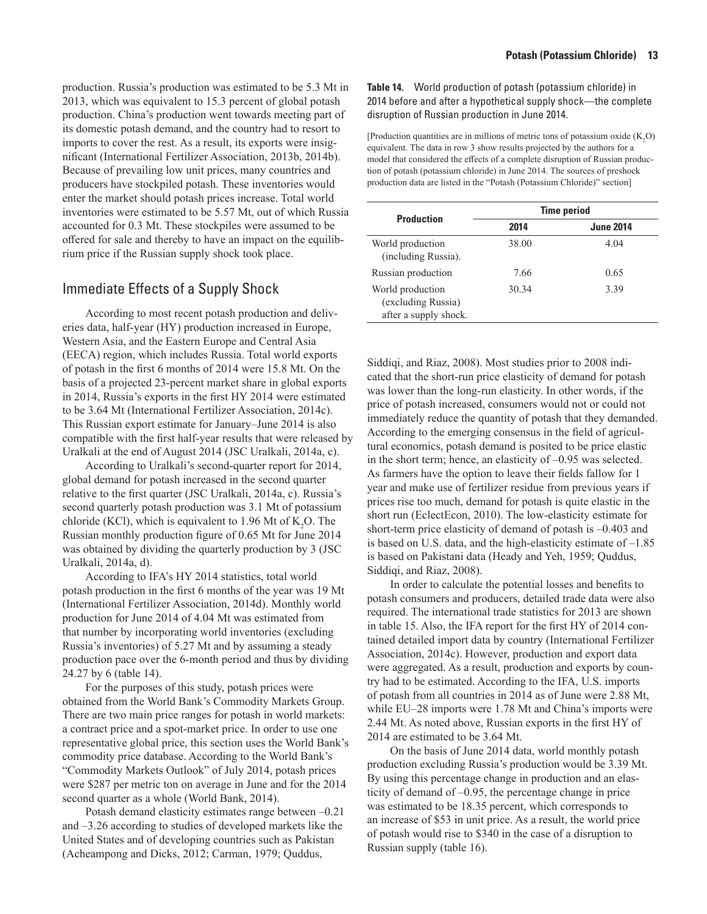production. Russia's production was estimated to be 5.3 Mt in 2013, which was equivalent to 15.3 percent of global potash production. China's production went towards meeting part of its domestic potash demand, and the country had to resort to imports to cover the rest. As a result, its exports were insignificant (International Fertilizer Association, 2013b, 2014b). Because of prevailing low unit prices, many countries and producers have stockpiled potash. These inventories would enter the market should potash prices increase. Total world inventories were estimated to be 5.57 Mt, out of which Russia accounted for 0.3 Mt. These stockpiles were assumed to be offered for sale and thereby to have an impact on the equilibrium price if the Russian supply shock took place.

## Immediate Effects of a Supply Shock

According to most recent potash production and deliveries data, half-year (HY) production increased in Europe, Western Asia, and the Eastern Europe and Central Asia (EECA) region, which includes Russia. Total world exports of potash in the first 6 months of 2014 were 15.8 Mt. On the basis of a projected 23-percent market share in global exports in 2014, Russia's exports in the first HY 2014 were estimated to be 3.64 Mt (International Fertilizer Association, 2014c). This Russian export estimate for January–June 2014 is also compatible with the first half-year results that were released by Uralkali at the end of August 2014 (JSC Uralkali, 2014a, c).

According to Uralkali's second-quarter report for 2014, global demand for potash increased in the second quarter relative to the first quarter (JSC Uralkali, 2014a, c). Russia's second quarterly potash production was 3.1 Mt of potassium chloride (KCl), which is equivalent to 1.96 Mt of $K_2O$. The Russian monthly production figure of 0.65 Mt for June 2014 was obtained by dividing the quarterly production by 3 (JSC Uralkali, 2014a, d).

According to IFA's HY 2014 statistics, total world potash production in the first 6 months of the year was 19 Mt (International Fertilizer Association, 2014d). Monthly world production for June 2014 of 4.04 Mt was estimated from that number by incorporating world inventories (excluding Russia's inventories) of 5.27 Mt and by assuming a steady production pace over the 6-month period and thus by dividing 24.27 by 6 (table 14).

For the purposes of this study, potash prices were obtained from the World Bank's Commodity Markets Group. There are two main price ranges for potash in world markets: a contract price and a spot-market price. In order to use one representative global price, this section uses the World Bank's commodity price database. According to the World Bank's "Commodity Markets Outlook" of July 2014, potash prices were $287 per metric ton on average in June and for the 2014 second quarter as a whole (World Bank, 2014).

Potash demand elasticity estimates range between –0.21 and –3.26 according to studies of developed markets like the United States and of developing countries such as Pakistan (Acheampong and Dicks, 2012; Carman, 1979; Quddus, Siddiqi, and Riaz, 2008). Most studies prior to 2008 indicated that the short-run price elasticity of demand for potash was lower than the long-run elasticity. In other words, if the price of potash increased, consumers would not or could not immediately reduce the quantity of potash that they demanded. According to the emerging consensus in the field of agricultural economics, potash demand is posited to be price elastic in the short term; hence, an elasticity of –0.95 was selected. As farmers have the option to leave their fields fallow for 1 year and make use of fertilizer residue from previous years if prices rise too much, demand for potash is quite elastic in the short run (EclectEcon, 2010). The low-elasticity estimate for short-term price elasticity of demand of potash is –0.403 and is based on U.S. data, and the high-elasticity estimate of –1.85 is based on Pakistani data (Heady and Yeh, 1959; Quddus, Siddiqi, and Riaz, 2008).

In order to calculate the potential losses and benefits to potash consumers and producers, detailed trade data were also required. The international trade statistics for 2013 are shown in table 15. Also, the IFA report for the first HY of 2014 contained detailed import data by country (International Fertilizer Association, 2014c). However, production and export data were aggregated. As a result, production and exports by country had to be estimated. According to the IFA, U.S. imports of potash from all countries in 2014 as of June were 2.88 Mt, while EU–28 imports were 1.78 Mt and China's imports were 2.44 Mt. As noted above, Russian exports in the first HY of 2014 are estimated to be 3.64 Mt.

On the basis of June 2014 data, world monthly potash production excluding Russia's production would be 3.39 Mt. By using this percentage change in production and an elasticity of demand of –0.95, the percentage change in price was estimated to be 18.35 percent, which corresponds to an increase of $53 in unit price. As a result, the world price of potash would rise to $340 in the case of a disruption to Russian supply (table 16).

**Table 14.** World production of potash (potassium chloride) in 2014 before and after a hypothetical supply shock—the complete disruption of Russian production in June 2014.

[Production quantities are in millions of metric tons of potassium oxide ($K_2O$) equivalent. The data in row 3 show results projected by the authors for a model that considered the effects of a complete disruption of Russian production of potash (potassium chloride) in June 2014. The sources of preshock production data are listed in the "Potash (Potassium Chloride)" section]

| Production | Time period | |
|---|---|---|
| | **2014** | **June 2014** |
| World production (including Russia). | 38.00 | 4.04 |
| Russian production | 7.66 | 0.65 |
| World production (excluding Russia) after a supply shock. | 30.34 | 3.39 |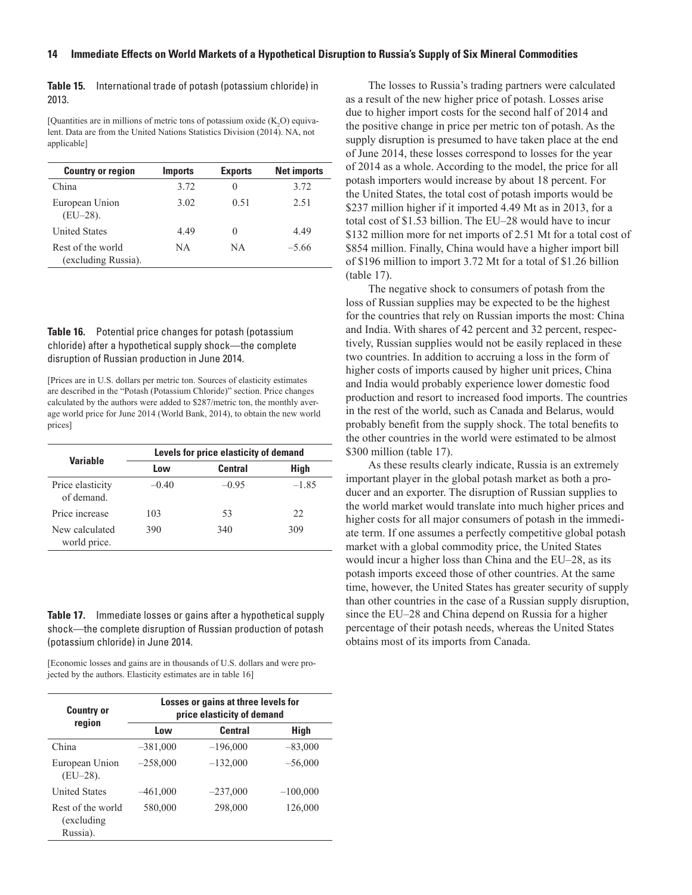**Table 15.** International trade of potash (potassium chloride) in 2013.

[Quantities are in millions of metric tons of potassium oxide ($K_2O$) equivalent. Data are from the United Nations Statistics Division (2014). NA, not applicable]

| Country or region | Imports | Exports | Net imports |
|---|---|---|---|
| China | 3.72 | 0 | 3.72 |
| European Union (EU–28). | 3.02 | 0.51 | 2.51 |
| United States | 4.49 | 0 | 4.49 |
| Rest of the world (excluding Russia). | NA | NA | –5.66 |

**Table 16.** Potential price changes for potash (potassium chloride) after a hypothetical supply shock—the complete disruption of Russian production in June 2014.

[Prices are in U.S. dollars per metric ton. Sources of elasticity estimates are described in the "Potash (Potassium Chloride)" section. Price changes calculated by the authors were added to $287/metric ton, the monthly average world price for June 2014 (World Bank, 2014), to obtain the new world prices]

| Variable | Levels for price elasticity of demand | | |
|---|---|---|---|
| | Low | Central | High |
| Price elasticity of demand. | –0.40 | –0.95 | –1.85 |
| Price increase | 103 | 53 | 22 |
| New calculated world price. | 390 | 340 | 309 |

**Table 17.** Immediate losses or gains after a hypothetical supply shock—the complete disruption of Russian production of potash (potassium chloride) in June 2014.

[Economic losses and gains are in thousands of U.S. dollars and were projected by the authors. Elasticity estimates are in table 16]

| Country or region | Losses or gains at three levels for price elasticity of demand | | |
|---|---|---|---|
| | Low | Central | High |
| China | –381,000 | –196,000 | –83,000 |
| European Union (EU–28). | –258,000 | –132,000 | –56,000 |
| United States | –461,000 | –237,000 | –100,000 |
| Rest of the world (excluding Russia). | 580,000 | 298,000 | 126,000 |

The losses to Russia's trading partners were calculated as a result of the new higher price of potash. Losses arise due to higher import costs for the second half of 2014 and the positive change in price per metric ton of potash. As the supply disruption is presumed to have taken place at the end of June 2014, these losses correspond to losses for the year of 2014 as a whole. According to the model, the price for all potash importers would increase by about 18 percent. For the United States, the total cost of potash imports would be $237 million higher if it imported 4.49 Mt as in 2013, for a total cost of $1.53 billion. The EU–28 would have to incur $132 million more for net imports of 2.51 Mt for a total cost of $854 million. Finally, China would have a higher import bill of $196 million to import 3.72 Mt for a total of $1.26 billion (table 17).

The negative shock to consumers of potash from the loss of Russian supplies may be expected to be the highest for the countries that rely on Russian imports the most: China and India. With shares of 42 percent and 32 percent, respectively, Russian supplies would not be easily replaced in these two countries. In addition to accruing a loss in the form of higher costs of imports caused by higher unit prices, China and India would probably experience lower domestic food production and resort to increased food imports. The countries in the rest of the world, such as Canada and Belarus, would probably benefit from the supply shock. The total benefits to the other countries in the world were estimated to be almost $300 million (table 17).

As these results clearly indicate, Russia is an extremely important player in the global potash market as both a producer and an exporter. The disruption of Russian supplies to the world market would translate into much higher prices and higher costs for all major consumers of potash in the immediate term. If one assumes a perfectly competitive global potash market with a global commodity price, the United States would incur a higher loss than China and the EU–28, as its potash imports exceed those of other countries. At the same time, however, the United States has greater security of supply than other countries in the case of a Russian supply disruption, since the EU–28 and China depend on Russia for a higher percentage of their potash needs, whereas the United States obtains most of its imports from Canada.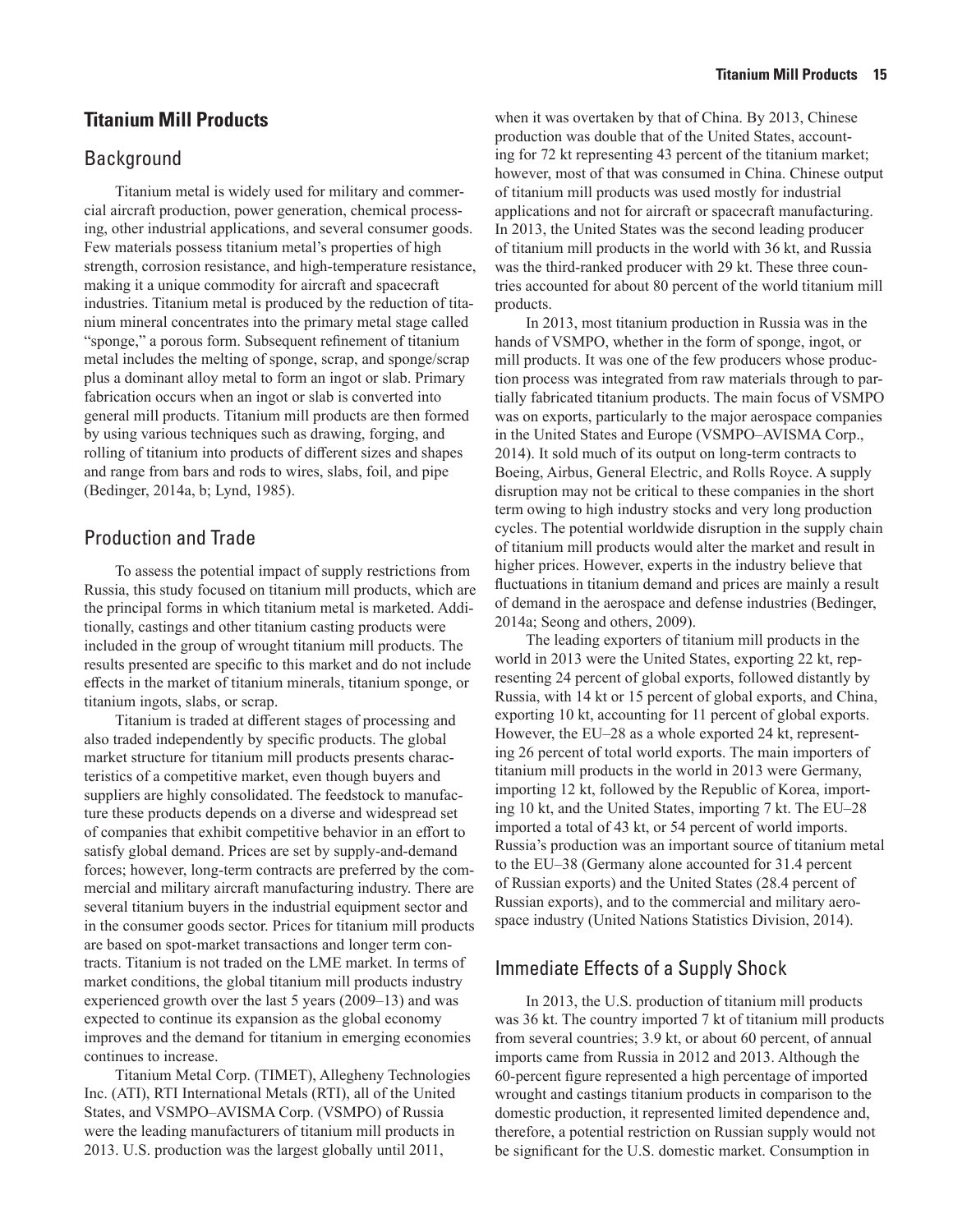## Titanium Mill Products

### Background

Titanium metal is widely used for military and commercial aircraft production, power generation, chemical processing, other industrial applications, and several consumer goods. Few materials possess titanium metal's properties of high strength, corrosion resistance, and high-temperature resistance, making it a unique commodity for aircraft and spacecraft industries. Titanium metal is produced by the reduction of titanium mineral concentrates into the primary metal stage called "sponge," a porous form. Subsequent refinement of titanium metal includes the melting of sponge, scrap, and sponge/scrap plus a dominant alloy metal to form an ingot or slab. Primary fabrication occurs when an ingot or slab is converted into general mill products. Titanium mill products are then formed by using various techniques such as drawing, forging, and rolling of titanium into products of different sizes and shapes and range from bars and rods to wires, slabs, foil, and pipe (Bedinger, 2014a, b; Lynd, 1985).

### Production and Trade

To assess the potential impact of supply restrictions from Russia, this study focused on titanium mill products, which are the principal forms in which titanium metal is marketed. Additionally, castings and other titanium casting products were included in the group of wrought titanium mill products. The results presented are specific to this market and do not include effects in the market of titanium minerals, titanium sponge, or titanium ingots, slabs, or scrap.

Titanium is traded at different stages of processing and also traded independently by specific products. The global market structure for titanium mill products presents characteristics of a competitive market, even though buyers and suppliers are highly consolidated. The feedstock to manufacture these products depends on a diverse and widespread set of companies that exhibit competitive behavior in an effort to satisfy global demand. Prices are set by supply-and-demand forces; however, long-term contracts are preferred by the commercial and military aircraft manufacturing industry. There are several titanium buyers in the industrial equipment sector and in the consumer goods sector. Prices for titanium mill products are based on spot-market transactions and longer term contracts. Titanium is not traded on the LME market. In terms of market conditions, the global titanium mill products industry experienced growth over the last 5 years (2009–13) and was expected to continue its expansion as the global economy improves and the demand for titanium in emerging economies continues to increase.

Titanium Metal Corp. (TIMET), Allegheny Technologies Inc. (ATI), RTI International Metals (RTI), all of the United States, and VSMPO–AVISMA Corp. (VSMPO) of Russia were the leading manufacturers of titanium mill products in 2013. U.S. production was the largest globally until 2011, when it was overtaken by that of China. By 2013, Chinese production was double that of the United States, accounting for 72 kt representing 43 percent of the titanium market; however, most of that was consumed in China. Chinese output of titanium mill products was used mostly for industrial applications and not for aircraft or spacecraft manufacturing. In 2013, the United States was the second leading producer of titanium mill products in the world with 36 kt, and Russia was the third-ranked producer with 29 kt. These three countries accounted for about 80 percent of the world titanium mill products.

In 2013, most titanium production in Russia was in the hands of VSMPO, whether in the form of sponge, ingot, or mill products. It was one of the few producers whose production process was integrated from raw materials through to partially fabricated titanium products. The main focus of VSMPO was on exports, particularly to the major aerospace companies in the United States and Europe (VSMPO–AVISMA Corp., 2014). It sold much of its output on long-term contracts to Boeing, Airbus, General Electric, and Rolls Royce. A supply disruption may not be critical to these companies in the short term owing to high industry stocks and very long production cycles. The potential worldwide disruption in the supply chain of titanium mill products would alter the market and result in higher prices. However, experts in the industry believe that fluctuations in titanium demand and prices are mainly a result of demand in the aerospace and defense industries (Bedinger, 2014a; Seong and others, 2009).

The leading exporters of titanium mill products in the world in 2013 were the United States, exporting 22 kt, representing 24 percent of global exports, followed distantly by Russia, with 14 kt or 15 percent of global exports, and China, exporting 10 kt, accounting for 11 percent of global exports. However, the EU–28 as a whole exported 24 kt, representing 26 percent of total world exports. The main importers of titanium mill products in the world in 2013 were Germany, importing 12 kt, followed by the Republic of Korea, importing 10 kt, and the United States, importing 7 kt. The EU–28 imported a total of 43 kt, or 54 percent of world imports. Russia's production was an important source of titanium metal to the EU–38 (Germany alone accounted for 31.4 percent of Russian exports) and the United States (28.4 percent of Russian exports), and to the commercial and military aerospace industry (United Nations Statistics Division, 2014).

### Immediate Effects of a Supply Shock

In 2013, the U.S. production of titanium mill products was 36 kt. The country imported 7 kt of titanium mill products from several countries; 3.9 kt, or about 60 percent, of annual imports came from Russia in 2012 and 2013. Although the 60-percent figure represented a high percentage of imported wrought and castings titanium products in comparison to the domestic production, it represented limited dependence and, therefore, a potential restriction on Russian supply would not be significant for the U.S. domestic market. Consumption in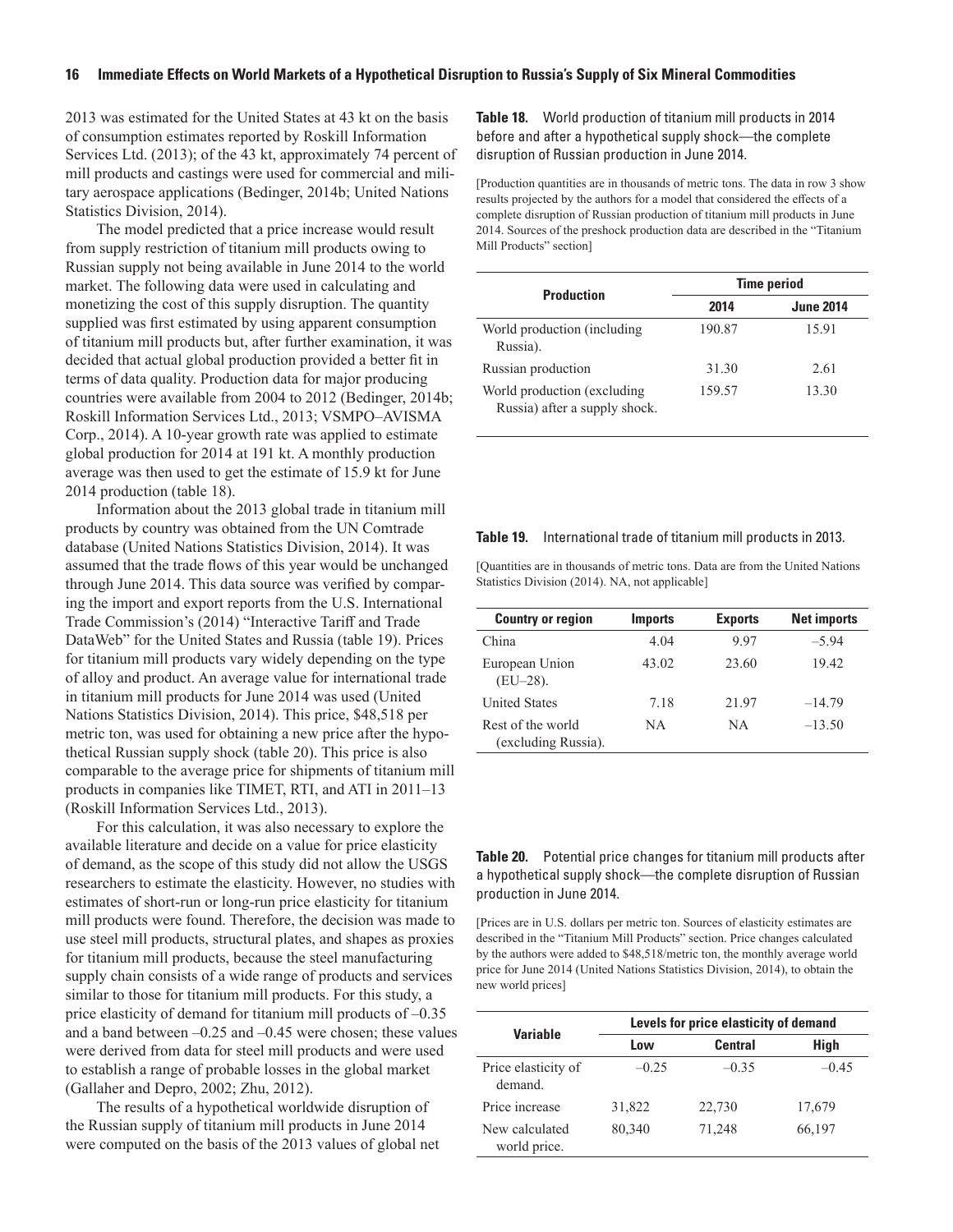2013 was estimated for the United States at 43 kt on the basis of consumption estimates reported by Roskill Information Services Ltd. (2013); of the 43 kt, approximately 74 percent of mill products and castings were used for commercial and military aerospace applications (Bedinger, 2014b; United Nations Statistics Division, 2014).

The model predicted that a price increase would result from supply restriction of titanium mill products owing to Russian supply not being available in June 2014 to the world market. The following data were used in calculating and monetizing the cost of this supply disruption. The quantity supplied was first estimated by using apparent consumption of titanium mill products but, after further examination, it was decided that actual global production provided a better fit in terms of data quality. Production data for major producing countries were available from 2004 to 2012 (Bedinger, 2014b; Roskill Information Services Ltd., 2013; VSMPO–AVISMA Corp., 2014). A 10-year growth rate was applied to estimate global production for 2014 at 191 kt. A monthly production average was then used to get the estimate of 15.9 kt for June 2014 production (table 18).

Information about the 2013 global trade in titanium mill products by country was obtained from the UN Comtrade database (United Nations Statistics Division, 2014). It was assumed that the trade flows of this year would be unchanged through June 2014. This data source was verified by comparing the import and export reports from the U.S. International Trade Commission's (2014) "Interactive Tariff and Trade DataWeb" for the United States and Russia (table 19). Prices for titanium mill products vary widely depending on the type of alloy and product. An average value for international trade in titanium mill products for June 2014 was used (United Nations Statistics Division, 2014). This price, $48,518 per metric ton, was used for obtaining a new price after the hypothetical Russian supply shock (table 20). This price is also comparable to the average price for shipments of titanium mill products in companies like TIMET, RTI, and ATI in 2011–13 (Roskill Information Services Ltd., 2013).

For this calculation, it was also necessary to explore the available literature and decide on a value for price elasticity of demand, as the scope of this study did not allow the USGS researchers to estimate the elasticity. However, no studies with estimates of short-run or long-run price elasticity for titanium mill products were found. Therefore, the decision was made to use steel mill products, structural plates, and shapes as proxies for titanium mill products, because the steel manufacturing supply chain consists of a wide range of products and services similar to those for titanium mill products. For this study, a price elasticity of demand for titanium mill products of –0.35 and a band between –0.25 and –0.45 were chosen; these values were derived from data for steel mill products and were used to establish a range of probable losses in the global market (Gallaher and Depro, 2002; Zhu, 2012).

The results of a hypothetical worldwide disruption of the Russian supply of titanium mill products in June 2014 were computed on the basis of the 2013 values of global net

**Table 18.** World production of titanium mill products in 2014 before and after a hypothetical supply shock—the complete disruption of Russian production in June 2014.

[Production quantities are in thousands of metric tons. The data in row 3 show results projected by the authors for a model that considered the effects of a complete disruption of Russian production of titanium mill products in June 2014. Sources of the preshock production data are described in the "Titanium Mill Products" section]

| Production | Time period | |
|---|---|---|
| | 2014 | June 2014 |
| World production (including Russia). | 190.87 | 15.91 |
| Russian production | 31.30 | 2.61 |
| World production (excluding Russia) after a supply shock. | 159.57 | 13.30 |

**Table 19.** International trade of titanium mill products in 2013.

[Quantities are in thousands of metric tons. Data are from the United Nations Statistics Division (2014). NA, not applicable]

| Country or region | Imports | Exports | Net imports |
|---|---|---|---|
| China | 4.04 | 9.97 | –5.94 |
| European Union (EU–28). | 43.02 | 23.60 | 19.42 |
| United States | 7.18 | 21.97 | –14.79 |
| Rest of the world (excluding Russia). | NA | NA | –13.50 |

**Table 20.** Potential price changes for titanium mill products after a hypothetical supply shock—the complete disruption of Russian production in June 2014.

[Prices are in U.S. dollars per metric ton. Sources of elasticity estimates are described in the "Titanium Mill Products" section. Price changes calculated by the authors were added to $48,518/metric ton, the monthly average world price for June 2014 (United Nations Statistics Division, 2014), to obtain the new world prices]

| Variable | Levels for price elasticity of demand | | |
|---|---|---|---|
| | Low | Central | High |
| Price elasticity of demand. | –0.25 | –0.35 | –0.45 |
| Price increase | 31,822 | 22,730 | 17,679 |
| New calculated world price. | 80,340 | 71,248 | 66,197 |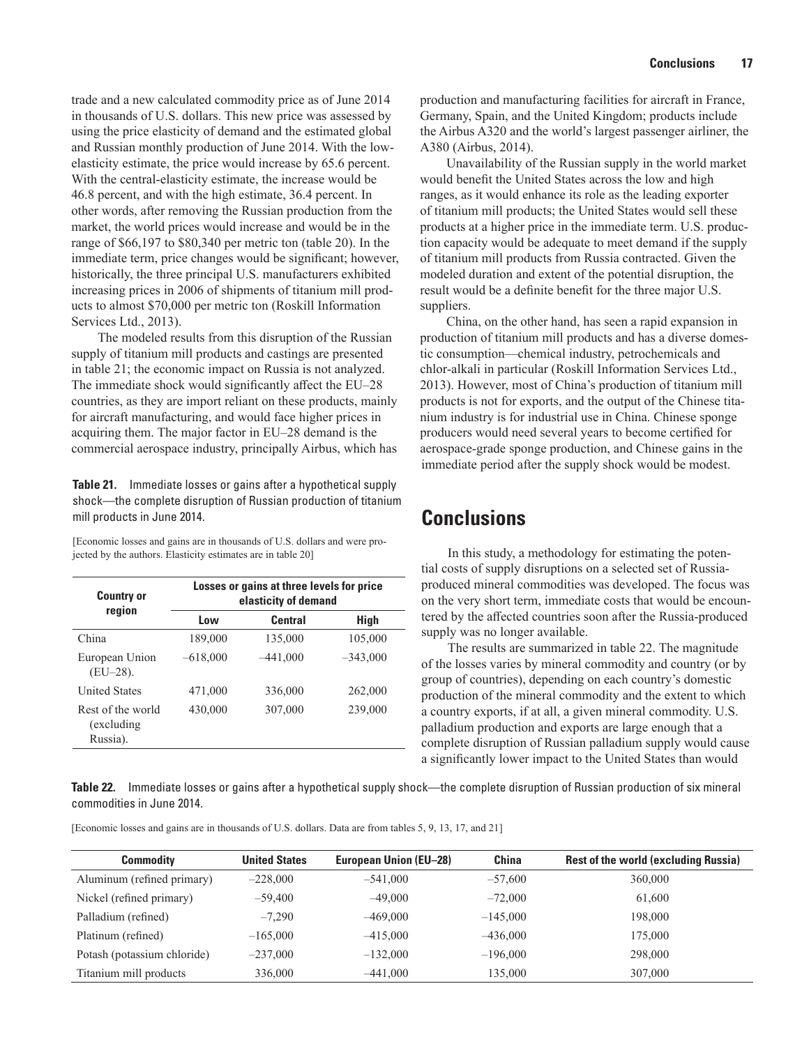trade and a new calculated commodity price as of June 2014 in thousands of U.S. dollars. This new price was assessed by using the price elasticity of demand and the estimated global and Russian monthly production of June 2014. With the low-elasticity estimate, the price would increase by 65.6 percent. With the central-elasticity estimate, the increase would be 46.8 percent, and with the high estimate, 36.4 percent. In other words, after removing the Russian production from the market, the world prices would increase and would be in the range of $66,197 to $80,340 per metric ton (table 20). In the immediate term, price changes would be significant; however, historically, the three principal U.S. manufacturers exhibited increasing prices in 2006 of shipments of titanium mill products to almost $70,000 per metric ton (Roskill Information Services Ltd., 2013).

The modeled results from this disruption of the Russian supply of titanium mill products and castings are presented in table 21; the economic impact on Russia is not analyzed. The immediate shock would significantly affect the EU–28 countries, as they are import reliant on these products, mainly for aircraft manufacturing, and would face higher prices in acquiring them. The major factor in EU–28 demand is the commercial aerospace industry, principally Airbus, which has production and manufacturing facilities for aircraft in France, Germany, Spain, and the United Kingdom; products include the Airbus A320 and the world's largest passenger airliner, the A380 (Airbus, 2014).

Unavailability of the Russian supply in the world market would benefit the United States across the low and high ranges, as it would enhance its role as the leading exporter of titanium mill products; the United States would sell these products at a higher price in the immediate term. U.S. production capacity would be adequate to meet demand if the supply of titanium mill products from Russia contracted. Given the modeled duration and extent of the potential disruption, the result would be a definite benefit for the three major U.S. suppliers.

China, on the other hand, has seen a rapid expansion in production of titanium mill products and has a diverse domestic consumption—chemical industry, petrochemicals and chlor-alkali in particular (Roskill Information Services Ltd., 2013). However, most of China's production of titanium mill products is not for exports, and the output of the Chinese titanium industry is for industrial use in China. Chinese sponge producers would need several years to become certified for aerospace-grade sponge production, and Chinese gains in the immediate period after the supply shock would be modest.

**Table 21.** Immediate losses or gains after a hypothetical supply shock—the complete disruption of Russian production of titanium mill products in June 2014.

[Economic losses and gains are in thousands of U.S. dollars and were projected by the authors. Elasticity estimates are in table 20]

| Country or region | Losses or gains at three levels for price elasticity of demand | | |
|---|---|---|---|
| | Low | Central | High |
| China | 189,000 | 135,000 | 105,000 |
| European Union (EU–28). | –618,000 | –441,000 | –343,000 |
| United States | 471,000 | 336,000 | 262,000 |
| Rest of the world (excluding Russia). | 430,000 | 307,000 | 239,000 |

# Conclusions

In this study, a methodology for estimating the potential costs of supply disruptions on a selected set of Russia-produced mineral commodities was developed. The focus was on the very short term, immediate costs that would be encountered by the affected countries soon after the Russia-produced supply was no longer available.

The results are summarized in table 22. The magnitude of the losses varies by mineral commodity and country (or by group of countries), depending on each country's domestic production of the mineral commodity and the extent to which a country exports, if at all, a given mineral commodity. U.S. palladium production and exports are large enough that a complete disruption of Russian palladium supply would cause a significantly lower impact to the United States than would

**Table 22.** Immediate losses or gains after a hypothetical supply shock—the complete disruption of Russian production of six mineral commodities in June 2014.

[Economic losses and gains are in thousands of U.S. dollars. Data are from tables 5, 9, 13, 17, and 21]

| Commodity | United States | European Union (EU–28) | China | Rest of the world (excluding Russia) |
|---|---|---|---|---|
| Aluminum (refined primary) | –228,000 | –541,000 | –57,600 | 360,000 |
| Nickel (refined primary) | –59,400 | –49,000 | –72,000 | 61,600 |
| Palladium (refined) | –7,290 | –469,000 | –145,000 | 198,000 |
| Platinum (refined) | –165,000 | –415,000 | –436,000 | 175,000 |
| Potash (potassium chloride) | –237,000 | –132,000 | –196,000 | 298,000 |
| Titanium mill products | 336,000 | –441,000 | 135,000 | 307,000 |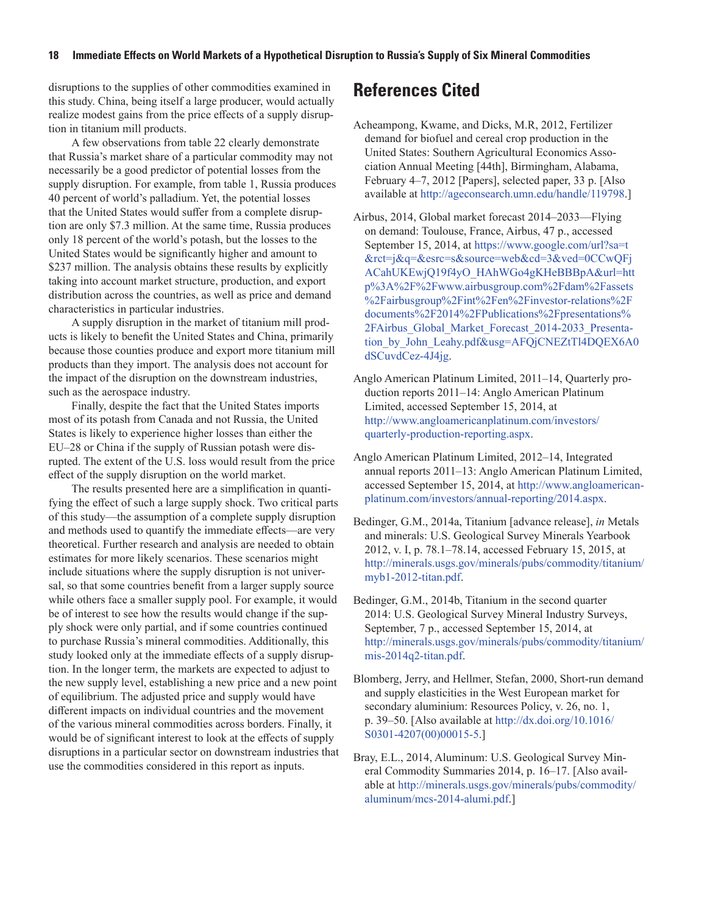disruptions to the supplies of other commodities examined in this study. China, being itself a large producer, would actually realize modest gains from the price effects of a supply disruption in titanium mill products.

A few observations from table 22 clearly demonstrate that Russia's market share of a particular commodity may not necessarily be a good predictor of potential losses from the supply disruption. For example, from table 1, Russia produces 40 percent of world's palladium. Yet, the potential losses that the United States would suffer from a complete disruption are only $7.3 million. At the same time, Russia produces only 18 percent of the world's potash, but the losses to the United States would be significantly higher and amount to $237 million. The analysis obtains these results by explicitly taking into account market structure, production, and export distribution across the countries, as well as price and demand characteristics in particular industries.

A supply disruption in the market of titanium mill products is likely to benefit the United States and China, primarily because those counties produce and export more titanium mill products than they import. The analysis does not account for the impact of the disruption on the downstream industries, such as the aerospace industry.

Finally, despite the fact that the United States imports most of its potash from Canada and not Russia, the United States is likely to experience higher losses than either the EU–28 or China if the supply of Russian potash were disrupted. The extent of the U.S. loss would result from the price effect of the supply disruption on the world market.

The results presented here are a simplification in quantifying the effect of such a large supply shock. Two critical parts of this study—the assumption of a complete supply disruption and methods used to quantify the immediate effects—are very theoretical. Further research and analysis are needed to obtain estimates for more likely scenarios. These scenarios might include situations where the supply disruption is not universal, so that some countries benefit from a larger supply source while others face a smaller supply pool. For example, it would be of interest to see how the results would change if the supply shock were only partial, and if some countries continued to purchase Russia's mineral commodities. Additionally, this study looked only at the immediate effects of a supply disruption. In the longer term, the markets are expected to adjust to the new supply level, establishing a new price and a new point of equilibrium. The adjusted price and supply would have different impacts on individual countries and the movement of the various mineral commodities across borders. Finally, it would be of significant interest to look at the effects of supply disruptions in a particular sector on downstream industries that use the commodities considered in this report as inputs.

# References Cited

Acheampong, Kwame, and Dicks, M.R, 2012, Fertilizer demand for biofuel and cereal crop production in the United States: Southern Agricultural Economics Association Annual Meeting [44th], Birmingham, Alabama, February 4–7, 2012 [Papers], selected paper, 33 p. [Also available at http://ageconsearch.umn.edu/handle/119798.]

Airbus, 2014, Global market forecast 2014–2033—Flying on demand: Toulouse, France, Airbus, 47 p., accessed September 15, 2014, at https://www.google.com/url?sa=t&rct=j&q=&esrc=s&source=web&cd=3&ved=0CCwQFjACahUKEwjQ19f4yO_HAhWGo4gKHeBBBpA&url=http%3A%2F%2Fwww.airbusgroup.com%2Fdam%2Fassets%2Fairbusgroup%2Fint%2Fen%2Finvestor-relations%2Fdocuments%2F2014%2FPublications%2Fpresentations%2FAirbus_Global_Market_Forecast_2014-2033_Presentation_by_John_Leahy.pdf&usg=AFQjCNEZtTl4DQEX6A0dSCuvdCez-4J4jg.

Anglo American Platinum Limited, 2011–14, Quarterly production reports 2011–14: Anglo American Platinum Limited, accessed September 15, 2014, at http://www.angloamericanplatinum.com/investors/quarterly-production-reporting.aspx.

Anglo American Platinum Limited, 2012–14, Integrated annual reports 2011–13: Anglo American Platinum Limited, accessed September 15, 2014, at http://www.angloamerican-platinum.com/investors/annual-reporting/2014.aspx.

Bedinger, G.M., 2014a, Titanium [advance release], *in* Metals and minerals: U.S. Geological Survey Minerals Yearbook 2012, v. I, p. 78.1–78.14, accessed February 15, 2015, at http://minerals.usgs.gov/minerals/pubs/commodity/titanium/myb1-2012-titan.pdf.

Bedinger, G.M., 2014b, Titanium in the second quarter 2014: U.S. Geological Survey Mineral Industry Surveys, September, 7 p., accessed September 15, 2014, at http://minerals.usgs.gov/minerals/pubs/commodity/titanium/mis-2014q2-titan.pdf.

Blomberg, Jerry, and Hellmer, Stefan, 2000, Short-run demand and supply elasticities in the West European market for secondary aluminium: Resources Policy, v. 26, no. 1, p. 39–50. [Also available at http://dx.doi.org/10.1016/S0301-4207(00)00015-5.]

Bray, E.L., 2014, Aluminum: U.S. Geological Survey Mineral Commodity Summaries 2014, p. 16–17. [Also available at http://minerals.usgs.gov/minerals/pubs/commodity/aluminum/mcs-2014-alumi.pdf.]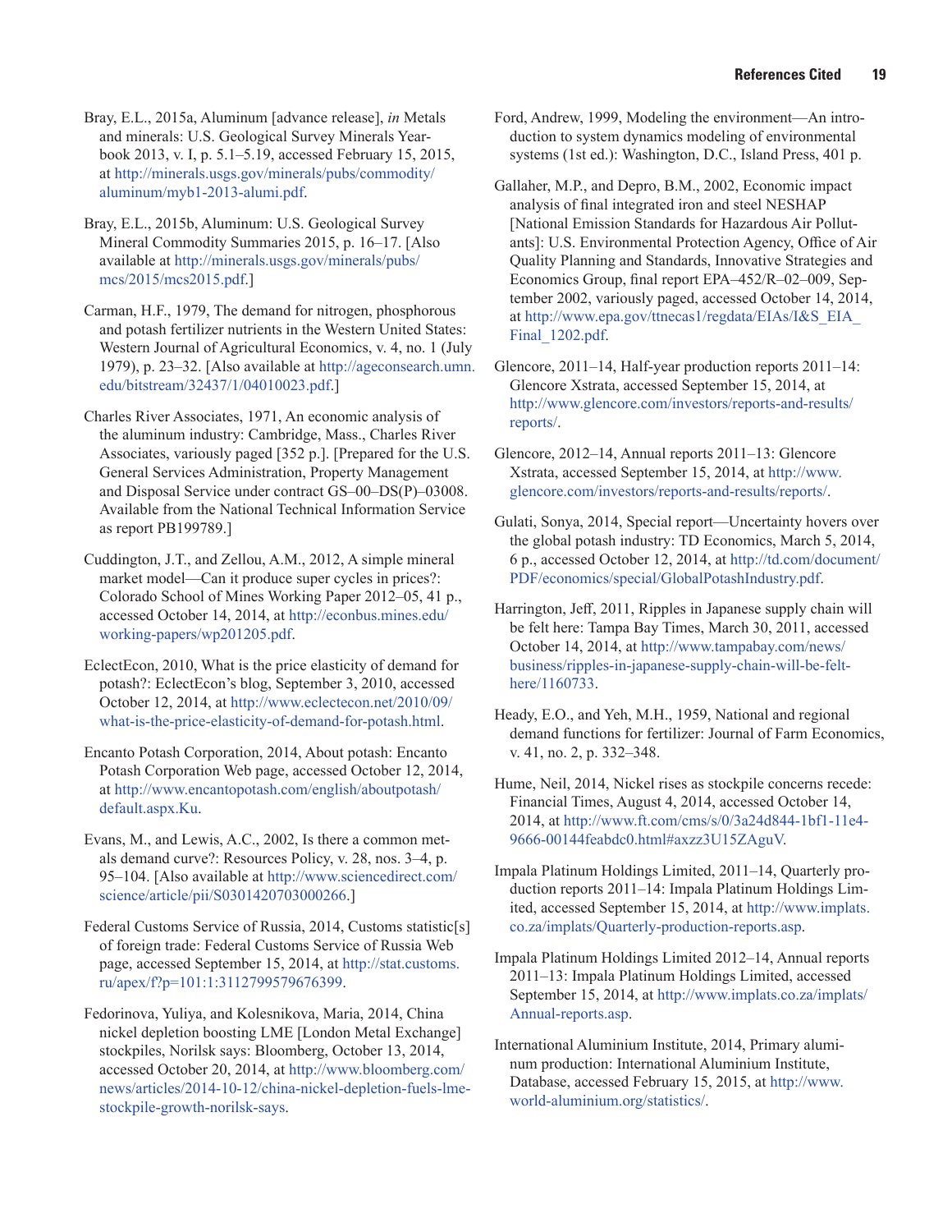Bray, E.L., 2015a, Aluminum [advance release], *in* Metals and minerals: U.S. Geological Survey Minerals Yearbook 2013, v. I, p. 5.1–5.19, accessed February 15, 2015, at http://minerals.usgs.gov/minerals/pubs/commodity/aluminum/myb1-2013-alumi.pdf.

Bray, E.L., 2015b, Aluminum: U.S. Geological Survey Mineral Commodity Summaries 2015, p. 16–17. [Also available at http://minerals.usgs.gov/minerals/pubs/mcs/2015/mcs2015.pdf.]

Carman, H.F., 1979, The demand for nitrogen, phosphorous and potash fertilizer nutrients in the Western United States: Western Journal of Agricultural Economics, v. 4, no. 1 (July 1979), p. 23–32. [Also available at http://ageconsearch.umn.edu/bitstream/32437/1/04010023.pdf.]

Charles River Associates, 1971, An economic analysis of the aluminum industry: Cambridge, Mass., Charles River Associates, variously paged [352 p.]. [Prepared for the U.S. General Services Administration, Property Management and Disposal Service under contract GS–00–DS(P)–03008. Available from the National Technical Information Service as report PB199789.]

Cuddington, J.T., and Zellou, A.M., 2012, A simple mineral market model—Can it produce super cycles in prices?: Colorado School of Mines Working Paper 2012–05, 41 p., accessed October 14, 2014, at http://econbus.mines.edu/working-papers/wp201205.pdf.

EclectEcon, 2010, What is the price elasticity of demand for potash?: EclectEcon's blog, September 3, 2010, accessed October 12, 2014, at http://www.eclectecon.net/2010/09/what-is-the-price-elasticity-of-demand-for-potash.html.

Encanto Potash Corporation, 2014, About potash: Encanto Potash Corporation Web page, accessed October 12, 2014, at http://www.encantopotash.com/english/aboutpotash/default.aspx.Ku.

Evans, M., and Lewis, A.C., 2002, Is there a common metals demand curve?: Resources Policy, v. 28, nos. 3–4, p. 95–104. [Also available at http://www.sciencedirect.com/science/article/pii/S0301420703000266.]

Federal Customs Service of Russia, 2014, Customs statistic[s] of foreign trade: Federal Customs Service of Russia Web page, accessed September 15, 2014, at http://stat.customs.ru/apex/f?p=101:1:3112799579676399.

Fedorinova, Yuliya, and Kolesnikova, Maria, 2014, China nickel depletion boosting LME [London Metal Exchange] stockpiles, Norilsk says: Bloomberg, October 13, 2014, accessed October 20, 2014, at http://www.bloomberg.com/news/articles/2014-10-12/china-nickel-depletion-fuels-lme-stockpile-growth-norilsk-says.

Ford, Andrew, 1999, Modeling the environment—An introduction to system dynamics modeling of environmental systems (1st ed.): Washington, D.C., Island Press, 401 p.

Gallaher, M.P., and Depro, B.M., 2002, Economic impact analysis of final integrated iron and steel NESHAP [National Emission Standards for Hazardous Air Pollutants]: U.S. Environmental Protection Agency, Office of Air Quality Planning and Standards, Innovative Strategies and Economics Group, final report EPA–452/R–02–009, September 2002, variously paged, accessed October 14, 2014, at http://www.epa.gov/ttnecas1/regdata/EIAs/I&S_EIA_Final_1202.pdf.

Glencore, 2011–14, Half-year production reports 2011–14: Glencore Xstrata, accessed September 15, 2014, at http://www.glencore.com/investors/reports-and-results/reports/.

Glencore, 2012–14, Annual reports 2011–13: Glencore Xstrata, accessed September 15, 2014, at http://www.glencore.com/investors/reports-and-results/reports/.

Gulati, Sonya, 2014, Special report—Uncertainty hovers over the global potash industry: TD Economics, March 5, 2014, 6 p., accessed October 12, 2014, at http://td.com/document/PDF/economics/special/GlobalPotashIndustry.pdf.

Harrington, Jeff, 2011, Ripples in Japanese supply chain will be felt here: Tampa Bay Times, March 30, 2011, accessed October 14, 2014, at http://www.tampabay.com/news/business/ripples-in-japanese-supply-chain-will-be-felt-here/1160733.

Heady, E.O., and Yeh, M.H., 1959, National and regional demand functions for fertilizer: Journal of Farm Economics, v. 41, no. 2, p. 332–348.

Hume, Neil, 2014, Nickel rises as stockpile concerns recede: Financial Times, August 4, 2014, accessed October 14, 2014, at http://www.ft.com/cms/s/0/3a24d844-1bf1-11e4-9666-00144feabdc0.html#axzz3U15ZAguV.

Impala Platinum Holdings Limited, 2011–14, Quarterly production reports 2011–14: Impala Platinum Holdings Limited, accessed September 15, 2014, at http://www.implats.co.za/implats/Quarterly-production-reports.asp.

Impala Platinum Holdings Limited 2012–14, Annual reports 2011–13: Impala Platinum Holdings Limited, accessed September 15, 2014, at http://www.implats.co.za/implats/Annual-reports.asp.

International Aluminium Institute, 2014, Primary aluminum production: International Aluminium Institute, Database, accessed February 15, 2015, at http://www.world-aluminium.org/statistics/.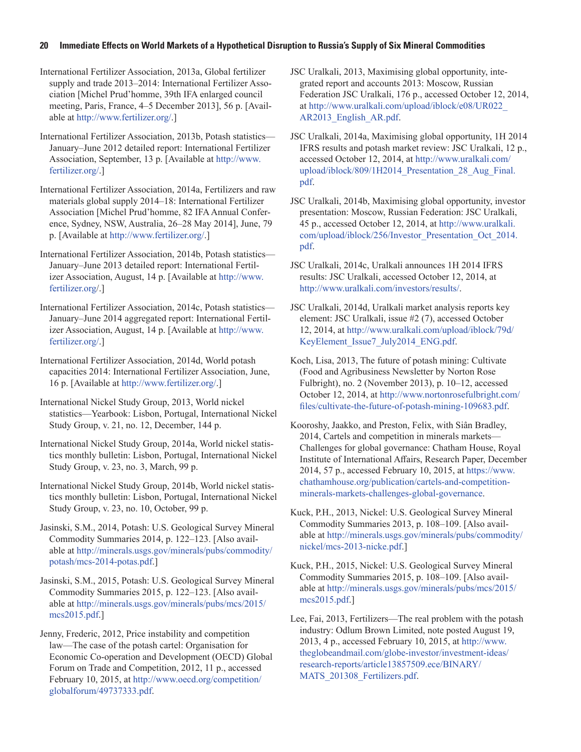International Fertilizer Association, 2013a, Global fertilizer supply and trade 2013–2014: International Fertilizer Association [Michel Prud'homme, 39th IFA enlarged council meeting, Paris, France, 4–5 December 2013], 56 p. [Available at http://www.fertilizer.org/.]

International Fertilizer Association, 2013b, Potash statistics—January–June 2012 detailed report: International Fertilizer Association, September, 13 p. [Available at http://www.fertilizer.org/.]

International Fertilizer Association, 2014a, Fertilizers and raw materials global supply 2014–18: International Fertilizer Association [Michel Prud'homme, 82 IFA Annual Conference, Sydney, NSW, Australia, 26–28 May 2014], June, 79 p. [Available at http://www.fertilizer.org/.]

International Fertilizer Association, 2014b, Potash statistics—January–June 2013 detailed report: International Fertilizer Association, August, 14 p. [Available at http://www.fertilizer.org/.]

International Fertilizer Association, 2014c, Potash statistics—January–June 2014 aggregated report: International Fertilizer Association, August, 14 p. [Available at http://www.fertilizer.org/.]

International Fertilizer Association, 2014d, World potash capacities 2014: International Fertilizer Association, June, 16 p. [Available at http://www.fertilizer.org/.]

International Nickel Study Group, 2013, World nickel statistics—Yearbook: Lisbon, Portugal, International Nickel Study Group, v. 21, no. 12, December, 144 p.

International Nickel Study Group, 2014a, World nickel statistics monthly bulletin: Lisbon, Portugal, International Nickel Study Group, v. 23, no. 3, March, 99 p.

International Nickel Study Group, 2014b, World nickel statistics monthly bulletin: Lisbon, Portugal, International Nickel Study Group, v. 23, no. 10, October, 99 p.

Jasinski, S.M., 2014, Potash: U.S. Geological Survey Mineral Commodity Summaries 2014, p. 122–123. [Also available at http://minerals.usgs.gov/minerals/pubs/commodity/potash/mcs-2014-potas.pdf.]

Jasinski, S.M., 2015, Potash: U.S. Geological Survey Mineral Commodity Summaries 2015, p. 122–123. [Also available at http://minerals.usgs.gov/minerals/pubs/mcs/2015/mcs2015.pdf.]

Jenny, Frederic, 2012, Price instability and competition law—The case of the potash cartel: Organisation for Economic Co-operation and Development (OECD) Global Forum on Trade and Competition, 2012, 11 p., accessed February 10, 2015, at http://www.oecd.org/competition/globalforum/49737333.pdf.

JSC Uralkali, 2013, Maximising global opportunity, integrated report and accounts 2013: Moscow, Russian Federation JSC Uralkali, 176 p., accessed October 12, 2014, at http://www.uralkali.com/upload/iblock/e08/UR022_AR2013_English_AR.pdf.

JSC Uralkali, 2014a, Maximising global opportunity, 1H 2014 IFRS results and potash market review: JSC Uralkali, 12 p., accessed October 12, 2014, at http://www.uralkali.com/upload/iblock/809/1H2014_Presentation_28_Aug_Final.pdf.

JSC Uralkali, 2014b, Maximising global opportunity, investor presentation: Moscow, Russian Federation: JSC Uralkali, 45 p., accessed October 12, 2014, at http://www.uralkali.com/upload/iblock/256/Investor_Presentation_Oct_2014.pdf.

JSC Uralkali, 2014c, Uralkali announces 1H 2014 IFRS results: JSC Uralkali, accessed October 12, 2014, at http://www.uralkali.com/investors/results/.

JSC Uralkali, 2014d, Uralkali market analysis reports key element: JSC Uralkali, issue #2 (7), accessed October 12, 2014, at http://www.uralkali.com/upload/iblock/79d/KeyElement_Issue7_July2014_ENG.pdf.

Koch, Lisa, 2013, The future of potash mining: Cultivate (Food and Agribusiness Newsletter by Norton Rose Fulbright), no. 2 (November 2013), p. 10–12, accessed October 12, 2014, at http://www.nortonrosefulbright.com/files/cultivate-the-future-of-potash-mining-109683.pdf.

Kooroshy, Jaakko, and Preston, Felix, with Siân Bradley, 2014, Cartels and competition in minerals markets—Challenges for global governance: Chatham House, Royal Institute of International Affairs, Research Paper, December 2014, 57 p., accessed February 10, 2015, at https://www.chathamhouse.org/publication/cartels-and-competition-minerals-markets-challenges-global-governance.

Kuck, P.H., 2013, Nickel: U.S. Geological Survey Mineral Commodity Summaries 2013, p. 108–109. [Also available at http://minerals.usgs.gov/minerals/pubs/commodity/nickel/mcs-2013-nicke.pdf.]

Kuck, P.H., 2015, Nickel: U.S. Geological Survey Mineral Commodity Summaries 2015, p. 108–109. [Also available at http://minerals.usgs.gov/minerals/pubs/mcs/2015/mcs2015.pdf.]

Lee, Fai, 2013, Fertilizers—The real problem with the potash industry: Odlum Brown Limited, note posted August 19, 2013, 4 p., accessed February 10, 2015, at http://www.theglobeandmail.com/globe-investor/investment-ideas/research-reports/article13857509.ece/BINARY/MATS_201308_Fertilizers.pdf.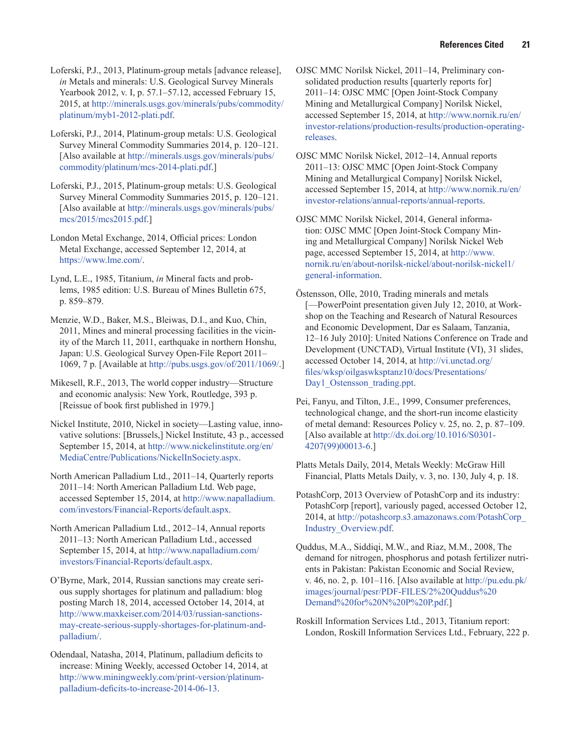Loferski, P.J., 2013, Platinum-group metals [advance release], *in* Metals and minerals: U.S. Geological Survey Minerals Yearbook 2012, v. I, p. 57.1–57.12, accessed February 15, 2015, at http://minerals.usgs.gov/minerals/pubs/commodity/platinum/myb1-2012-plati.pdf.

Loferski, P.J., 2014, Platinum-group metals: U.S. Geological Survey Mineral Commodity Summaries 2014, p. 120–121. [Also available at http://minerals.usgs.gov/minerals/pubs/commodity/platinum/mcs-2014-plati.pdf.]

Loferski, P.J., 2015, Platinum-group metals: U.S. Geological Survey Mineral Commodity Summaries 2015, p. 120–121. [Also available at http://minerals.usgs.gov/minerals/pubs/mcs/2015/mcs2015.pdf.]

London Metal Exchange, 2014, Official prices: London Metal Exchange, accessed September 12, 2014, at https://www.lme.com/.

Lynd, L.E., 1985, Titanium, *in* Mineral facts and problems, 1985 edition: U.S. Bureau of Mines Bulletin 675, p. 859–879.

Menzie, W.D., Baker, M.S., Bleiwas, D.I., and Kuo, Chin, 2011, Mines and mineral processing facilities in the vicinity of the March 11, 2011, earthquake in northern Honshu, Japan: U.S. Geological Survey Open-File Report 2011–1069, 7 p. [Available at http://pubs.usgs.gov/of/2011/1069/.]

Mikesell, R.F., 2013, The world copper industry—Structure and economic analysis: New York, Routledge, 393 p. [Reissue of book first published in 1979.]

Nickel Institute, 2010, Nickel in society—Lasting value, innovative solutions: [Brussels,] Nickel Institute, 43 p., accessed September 15, 2014, at http://www.nickelinstitute.org/en/MediaCentre/Publications/NickelInSociety.aspx.

North American Palladium Ltd., 2011–14, Quarterly reports 2011–14: North American Palladium Ltd. Web page, accessed September 15, 2014, at http://www.napalladium.com/investors/Financial-Reports/default.aspx.

North American Palladium Ltd., 2012–14, Annual reports 2011–13: North American Palladium Ltd., accessed September 15, 2014, at http://www.napalladium.com/investors/Financial-Reports/default.aspx.

O’Byrne, Mark, 2014, Russian sanctions may create serious supply shortages for platinum and palladium: blog posting March 18, 2014, accessed October 14, 2014, at http://www.maxkeiser.com/2014/03/russian-sanctions-may-create-serious-supply-shortages-for-platinum-and-palladium/.

Odendaal, Natasha, 2014, Platinum, palladium deficits to increase: Mining Weekly, accessed October 14, 2014, at http://www.miningweekly.com/print-version/platinum-palladium-deficits-to-increase-2014-06-13.

OJSC MMC Norilsk Nickel, 2011–14, Preliminary consolidated production results [quarterly reports for] 2011–14: OJSC MMC [Open Joint-Stock Company Mining and Metallurgical Company] Norilsk Nickel, accessed September 15, 2014, at http://www.nornik.ru/en/investor-relations/production-results/production-operating-releases.

OJSC MMC Norilsk Nickel, 2012–14, Annual reports 2011–13: OJSC MMC [Open Joint-Stock Company Mining and Metallurgical Company] Norilsk Nickel, accessed September 15, 2014, at http://www.nornik.ru/en/investor-relations/annual-reports/annual-reports.

OJSC MMC Norilsk Nickel, 2014, General information: OJSC MMC [Open Joint-Stock Company Mining and Metallurgical Company] Norilsk Nickel Web page, accessed September 15, 2014, at http://www.nornik.ru/en/about-norilsk-nickel/about-norilsk-nickel1/general-information.

Östensson, Olle, 2010, Trading minerals and metals [—PowerPoint presentation given July 12, 2010, at Workshop on the Teaching and Research of Natural Resources and Economic Development, Dar es Salaam, Tanzania, 12–16 July 2010]: United Nations Conference on Trade and Development (UNCTAD), Virtual Institute (VI), 31 slides, accessed October 14, 2014, at http://vi.unctad.org/files/wksp/oilgaswksptanz10/docs/Presentations/Day1_Ostensson_trading.ppt.

Pei, Fanyu, and Tilton, J.E., 1999, Consumer preferences, technological change, and the short-run income elasticity of metal demand: Resources Policy v. 25, no. 2, p. 87–109. [Also available at http://dx.doi.org/10.1016/S0301-4207(99)00013-6.]

Platts Metals Daily, 2014, Metals Weekly: McGraw Hill Financial, Platts Metals Daily, v. 3, no. 130, July 4, p. 18.

PotashCorp, 2013 Overview of PotashCorp and its industry: PotashCorp [report], variously paged, accessed October 12, 2014, at http://potashcorp.s3.amazonaws.com/PotashCorp_Industry_Overview.pdf.

Quddus, M.A., Siddiqi, M.W., and Riaz, M.M., 2008, The demand for nitrogen, phosphorus and potash fertilizer nutrients in Pakistan: Pakistan Economic and Social Review, v. 46, no. 2, p. 101–116. [Also available at http://pu.edu.pk/images/journal/pesr/PDF-FILES/2%20Quddus%20Demand%20for%20N%20P%20P.pdf.]

Roskill Information Services Ltd., 2013, Titanium report: London, Roskill Information Services Ltd., February, 222 p.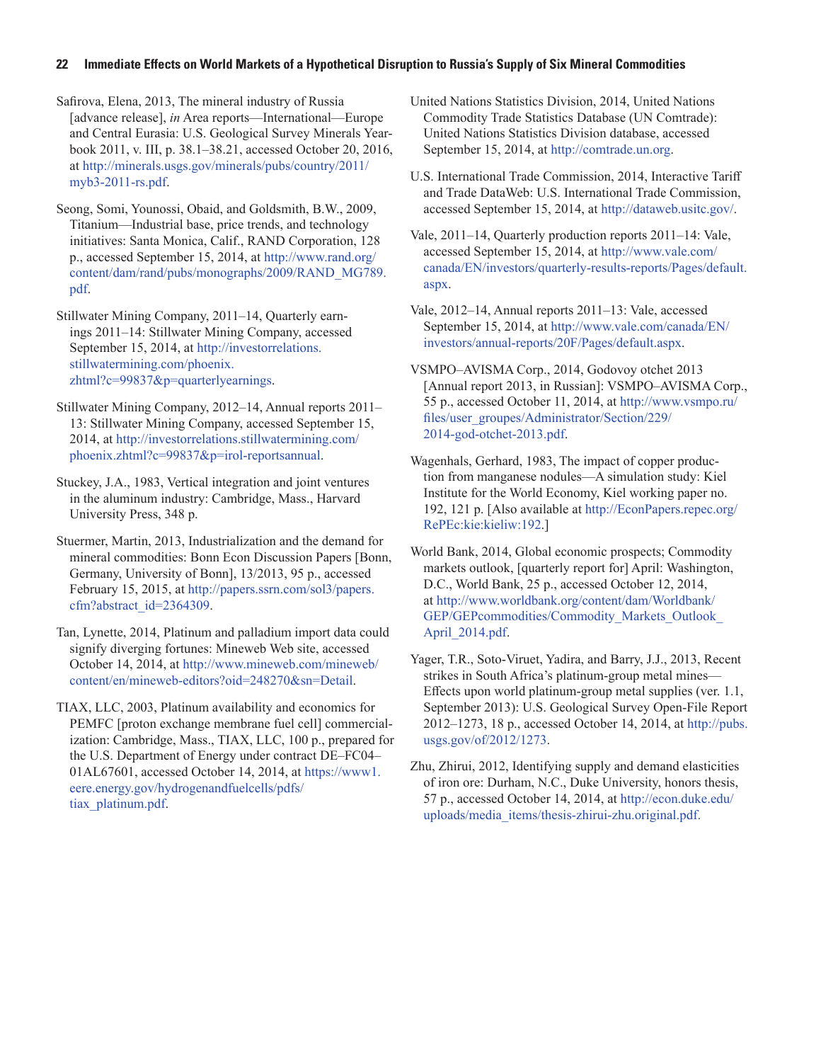Safirova, Elena, 2013, The mineral industry of Russia [advance release], *in* Area reports—International—Europe and Central Eurasia: U.S. Geological Survey Minerals Yearbook 2011, v. III, p. 38.1–38.21, accessed October 20, 2016, at http://minerals.usgs.gov/minerals/pubs/country/2011/myb3-2011-rs.pdf.

Seong, Somi, Younossi, Obaid, and Goldsmith, B.W., 2009, Titanium—Industrial base, price trends, and technology initiatives: Santa Monica, Calif., RAND Corporation, 128 p., accessed September 15, 2014, at http://www.rand.org/content/dam/rand/pubs/monographs/2009/RAND_MG789.pdf.

Stillwater Mining Company, 2011–14, Quarterly earnings 2011–14: Stillwater Mining Company, accessed September 15, 2014, at http://investorrelations.stillwatermining.com/phoenix.zhtml?c=99837&p=quarterlyearnings.

Stillwater Mining Company, 2012–14, Annual reports 2011–13: Stillwater Mining Company, accessed September 15, 2014, at http://investorrelations.stillwatermining.com/phoenix.zhtml?c=99837&p=irol-reportsannual.

Stuckey, J.A., 1983, Vertical integration and joint ventures in the aluminum industry: Cambridge, Mass., Harvard University Press, 348 p.

Stuermer, Martin, 2013, Industrialization and the demand for mineral commodities: Bonn Econ Discussion Papers [Bonn, Germany, University of Bonn], 13/2013, 95 p., accessed February 15, 2015, at http://papers.ssrn.com/sol3/papers.cfm?abstract_id=2364309.

Tan, Lynette, 2014, Platinum and palladium import data could signify diverging fortunes: Mineweb Web site, accessed October 14, 2014, at http://www.mineweb.com/mineweb/content/en/mineweb-editors?oid=248270&sn=Detail.

TIAX, LLC, 2003, Platinum availability and economics for PEMFC [proton exchange membrane fuel cell] commercialization: Cambridge, Mass., TIAX, LLC, 100 p., prepared for the U.S. Department of Energy under contract DE–FC04–01AL67601, accessed October 14, 2014, at https://www1.eere.energy.gov/hydrogenandfuelcells/pdfs/tiax_platinum.pdf.

United Nations Statistics Division, 2014, United Nations Commodity Trade Statistics Database (UN Comtrade): United Nations Statistics Division database, accessed September 15, 2014, at http://comtrade.un.org.

U.S. International Trade Commission, 2014, Interactive Tariff and Trade DataWeb: U.S. International Trade Commission, accessed September 15, 2014, at http://dataweb.usitc.gov/.

Vale, 2011–14, Quarterly production reports 2011–14: Vale, accessed September 15, 2014, at http://www.vale.com/canada/EN/investors/quarterly-results-reports/Pages/default.aspx.

Vale, 2012–14, Annual reports 2011–13: Vale, accessed September 15, 2014, at http://www.vale.com/canada/EN/investors/annual-reports/20F/Pages/default.aspx.

VSMPO–AVISMA Corp., 2014, Godovoy otchet 2013 [Annual report 2013, in Russian]: VSMPO–AVISMA Corp., 55 p., accessed October 11, 2014, at http://www.vsmpo.ru/files/user_groupes/Administrator/Section/229/2014-god-otchet-2013.pdf.

Wagenhals, Gerhard, 1983, The impact of copper production from manganese nodules—A simulation study: Kiel Institute for the World Economy, Kiel working paper no. 192, 121 p. [Also available at http://EconPapers.repec.org/RePEc:kie:kieliw:192.]

World Bank, 2014, Global economic prospects; Commodity markets outlook, [quarterly report for] April: Washington, D.C., World Bank, 25 p., accessed October 12, 2014, at http://www.worldbank.org/content/dam/Worldbank/GEP/GEPcommodities/Commodity_Markets_Outlook_April_2014.pdf.

Yager, T.R., Soto-Viruet, Yadira, and Barry, J.J., 2013, Recent strikes in South Africa's platinum-group metal mines—Effects upon world platinum-group metal supplies (ver. 1.1, September 2013): U.S. Geological Survey Open-File Report 2012–1273, 18 p., accessed October 14, 2014, at http://pubs.usgs.gov/of/2012/1273.

Zhu, Zhirui, 2012, Identifying supply and demand elasticities of iron ore: Durham, N.C., Duke University, honors thesis, 57 p., accessed October 14, 2014, at http://econ.duke.edu/uploads/media_items/thesis-zhirui-zhu.original.pdf.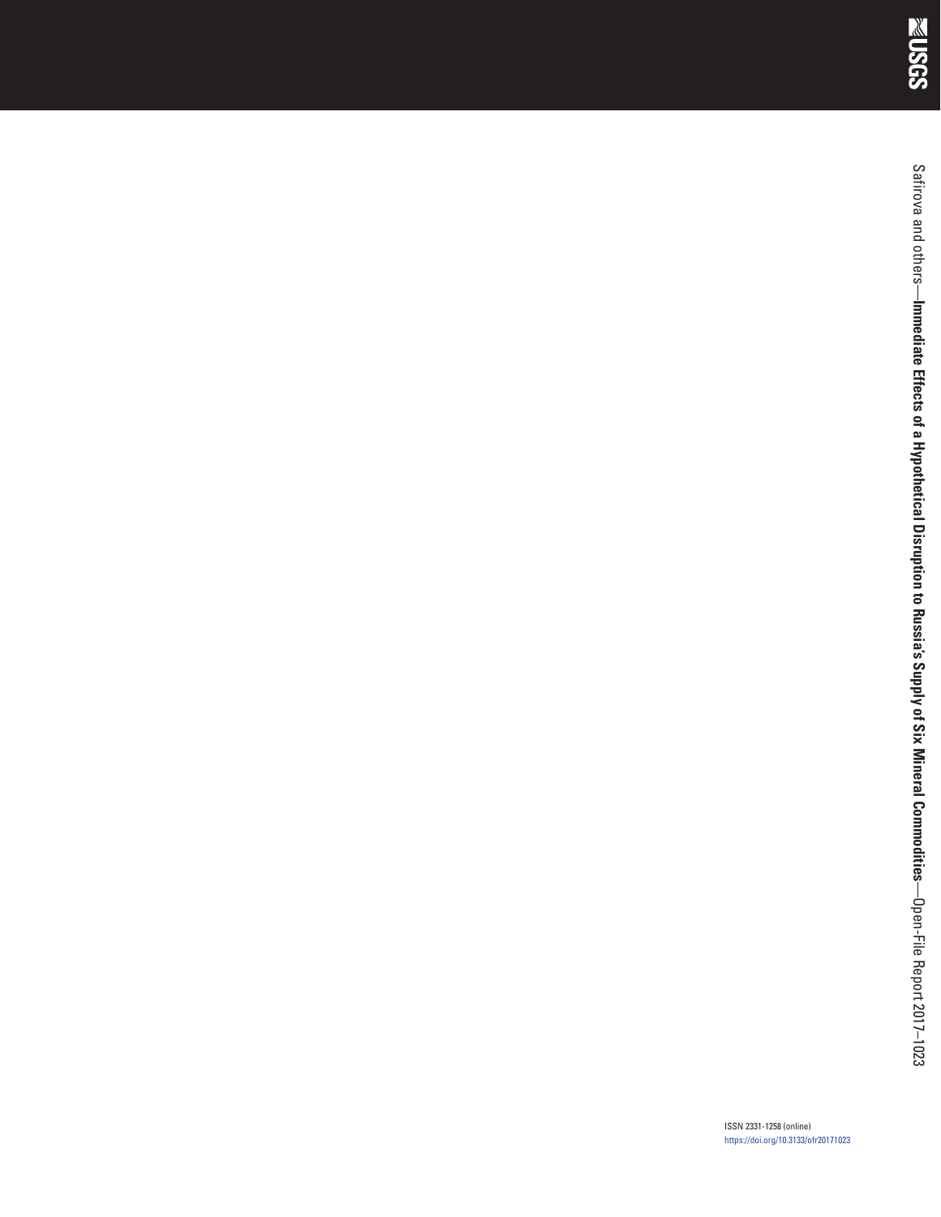Safirova and others—**Immediate Effects of a Hypothetical Disruption to Russia's Supply of Six Mineral Commodities**—Open-File Report 2017–1023

ISSN 2331-1258 (online)
https://doi.org/10.3133/ofr20171023